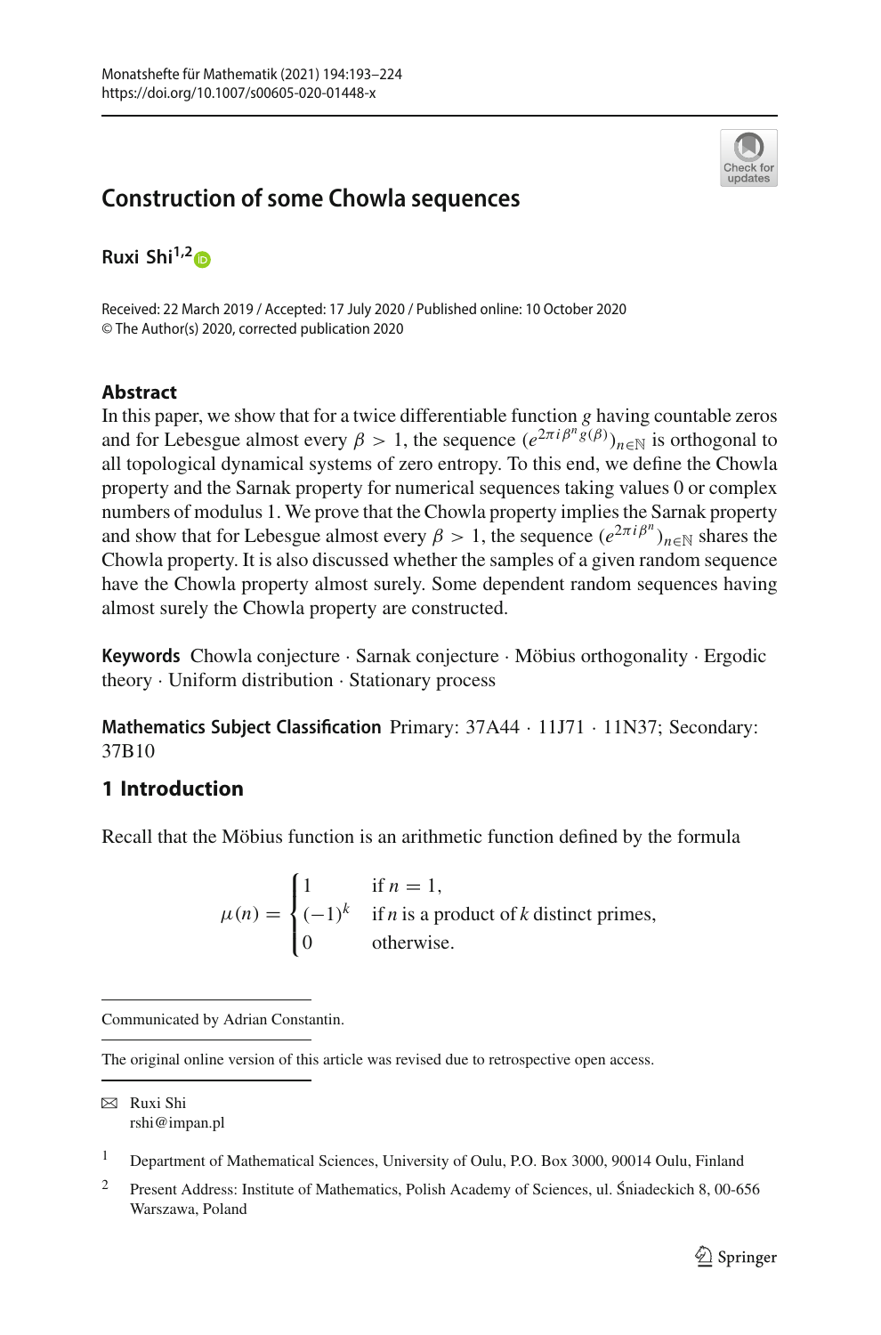# Construction of some Chowla sequences

**Ruxi Shi**[1,2]

Received: 22 March 2019 / Accepted: 17 July 2020 / Published online: 10 October 2020
© The Author(s) 2020, corrected publication 2020

## Abstract

In this paper, we show that for a twice differentiable function $g$ having countable zeros and for Lebesgue almost every $\beta > 1$, the sequence $(e^{2\pi i \beta^n g(\beta)})_{n\in\mathbb{N}}$ is orthogonal to all topological dynamical systems of zero entropy. To this end, we define the Chowla property and the Sarnak property for numerical sequences taking values 0 or complex numbers of modulus 1. We prove that the Chowla property implies the Sarnak property and show that for Lebesgue almost every $\beta > 1$, the sequence $(e^{2\pi i \beta^n})_{n\in\mathbb{N}}$ shares the Chowla property. It is also discussed whether the samples of a given random sequence have the Chowla property almost surely. Some dependent random sequences having almost surely the Chowla property are constructed.

**Keywords** Chowla conjecture · Sarnak conjecture · Möbius orthogonality · Ergodic theory · Uniform distribution · Stationary process

**Mathematics Subject Classification** Primary: 37A44 · 11J71 · 11N37; Secondary: 37B10

## 1 Introduction

Recall that the Möbius function is an arithmetic function defined by the formula

$$\mu(n) = \begin{cases} 1 & \text{if } n = 1, \\ (-1)^k & \text{if } n \text{ is a product of } k \text{ distinct primes}, \\ 0 & \text{otherwise}. \end{cases}$$

---

Communicated by Adrian Constantin.

The original online version of this article was revised due to retrospective open access.

✉ Ruxi Shi
rshi@impan.pl

[1] Department of Mathematical Sciences, University of Oulu, P.O. Box 3000, 90014 Oulu, Finland

[2] Present Address: Institute of Mathematics, Polish Academy of Sciences, ul. Śniadeckich 8, 00-656 Warszawa, Poland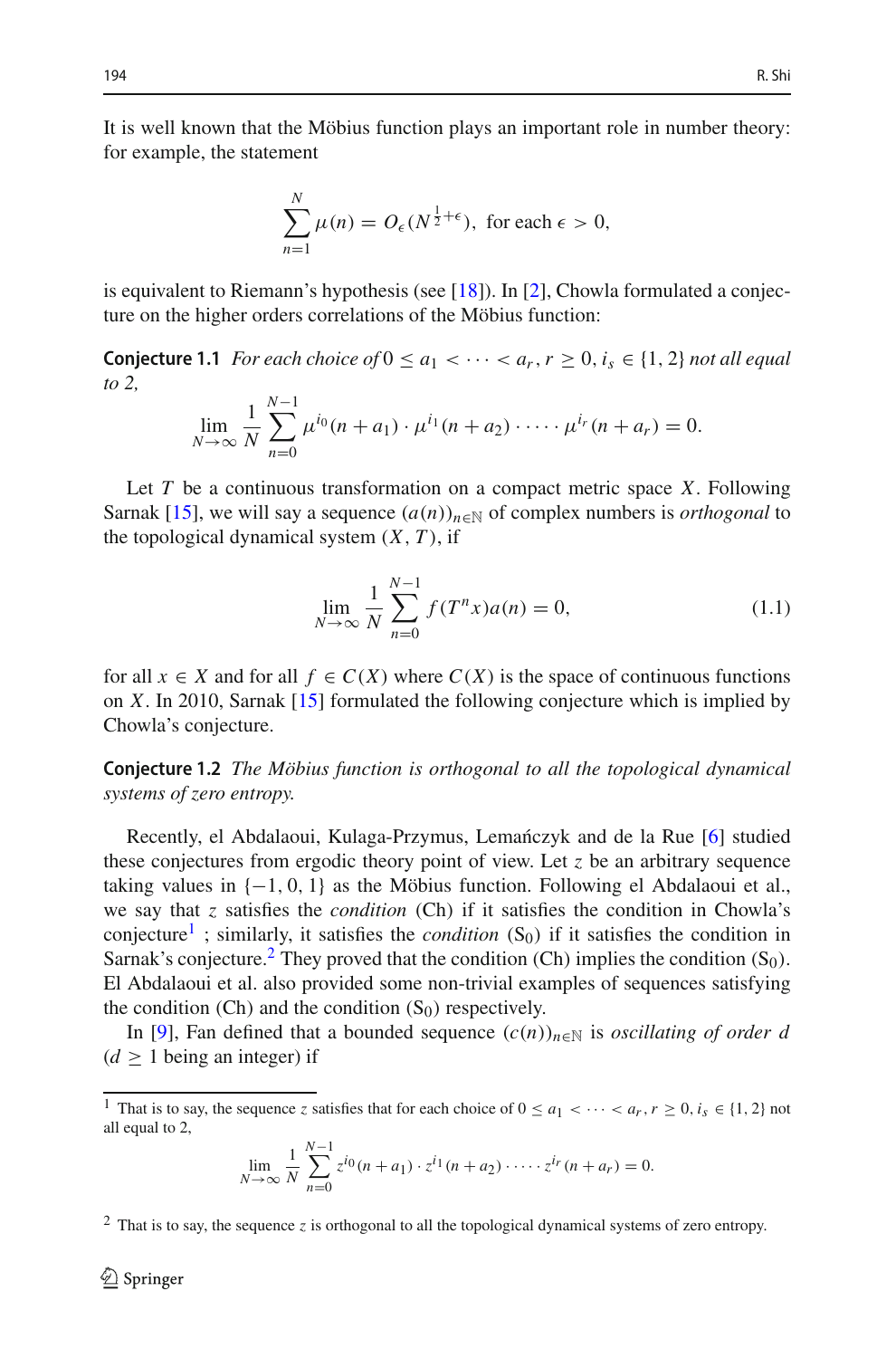It is well known that the Möbius function plays an important role in number theory: for example, the statement

$$\sum_{n=1}^{N} \mu(n) = O_\epsilon(N^{\frac{1}{2}+\epsilon}), \text{ for each } \epsilon > 0,$$

is equivalent to Riemann's hypothesis (see [18]). In [2], Chowla formulated a conjecture on the higher orders correlations of the Möbius function:

**Conjecture 1.1** *For each choice of* $0 \leq a_1 < \cdots < a_r, r \geq 0, i_s \in \{1, 2\}$ *not all equal to 2,*

$$\lim_{N\to\infty} \frac{1}{N} \sum_{n=0}^{N-1} \mu^{i_0}(n+a_1) \cdot \mu^{i_1}(n+a_2) \cdot \cdots \cdot \mu^{i_r}(n+a_r) = 0.$$

Let $T$ be a continuous transformation on a compact metric space $X$. Following Sarnak [15], we will say a sequence $(a(n))_{n\in\mathbb{N}}$ of complex numbers is *orthogonal* to the topological dynamical system $(X, T)$, if

$$\lim_{N\to\infty} \frac{1}{N} \sum_{n=0}^{N-1} f(T^n x) a(n) = 0, \tag{1.1}$$

for all $x \in X$ and for all $f \in C(X)$ where $C(X)$ is the space of continuous functions on $X$. In 2010, Sarnak [15] formulated the following conjecture which is implied by Chowla's conjecture.

**Conjecture 1.2** *The Möbius function is orthogonal to all the topological dynamical systems of zero entropy.*

Recently, el Abdalaoui, Kulaga-Przymus, Lemańczyk and de la Rue [6] studied these conjectures from ergodic theory point of view. Let $z$ be an arbitrary sequence taking values in $\{-1, 0, 1\}$ as the Möbius function. Following el Abdalaoui et al., we say that $z$ satisfies the *condition* (Ch) if it satisfies the condition in Chowla's conjecture[1] ; similarly, it satisfies the *condition* ($S_0$) if it satisfies the condition in Sarnak's conjecture.[2] They proved that the condition (Ch) implies the condition ($S_0$). El Abdalaoui et al. also provided some non-trivial examples of sequences satisfying the condition (Ch) and the condition ($S_0$) respectively.

In [9], Fan defined that a bounded sequence $(c(n))_{n\in\mathbb{N}}$ is *oscillating of order d* ($d \geq 1$ being an integer) if

---

[1] That is to say, the sequence $z$ satisfies that for each choice of $0 \leq a_1 < \cdots < a_r, r \geq 0, i_s \in \{1, 2\}$ not all equal to 2,

$$\lim_{N\to\infty} \frac{1}{N} \sum_{n=0}^{N-1} z^{i_0}(n+a_1) \cdot z^{i_1}(n+a_2) \cdot \cdots \cdot z^{i_r}(n+a_r) = 0.$$

[2] That is to say, the sequence $z$ is orthogonal to all the topological dynamical systems of zero entropy.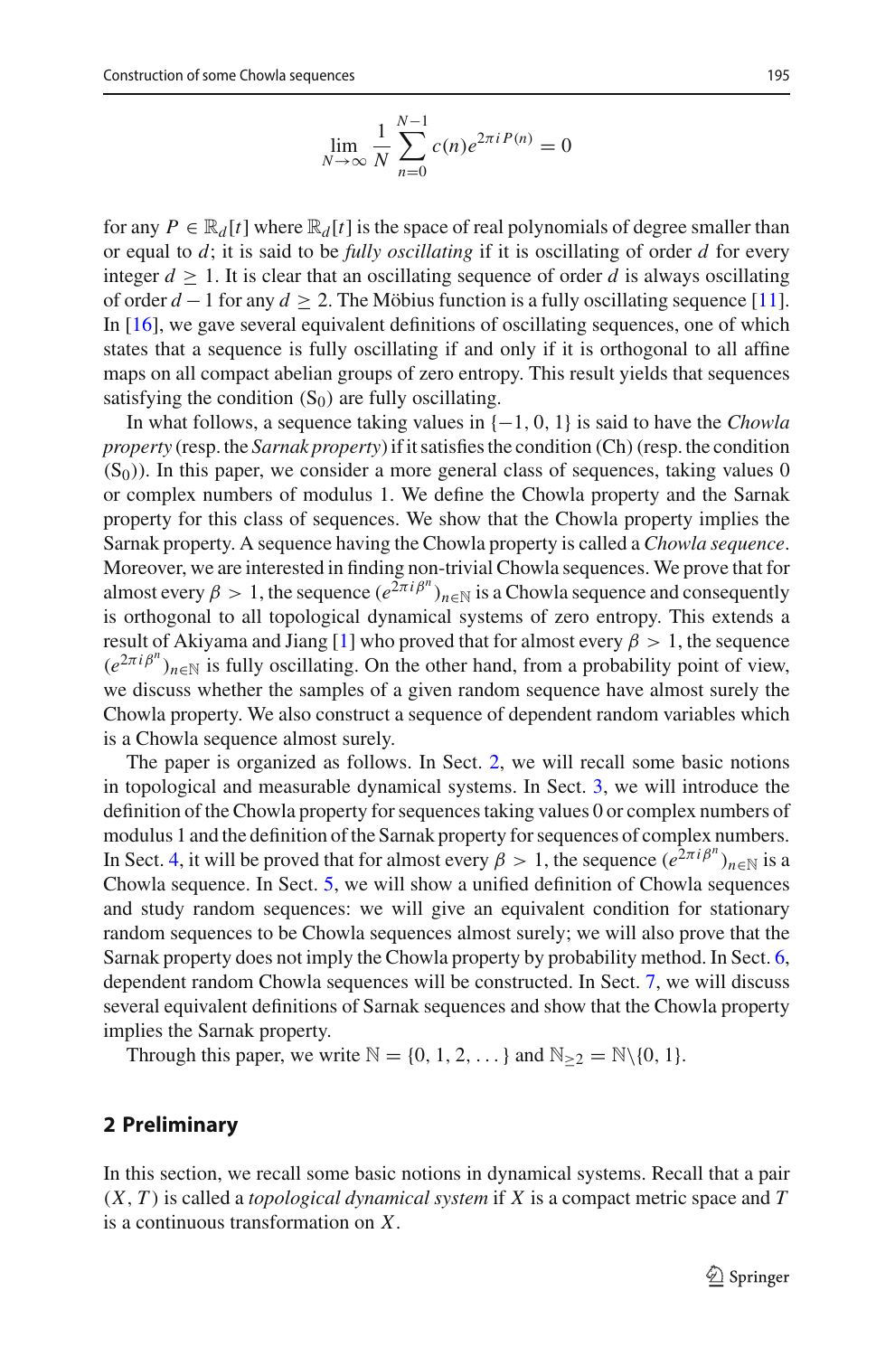$$\lim_{N\to\infty}\frac{1}{N}\sum_{n=0}^{N-1} c(n)e^{2\pi i P(n)} = 0$$

for any $P \in \mathbb{R}_d[t]$ where $\mathbb{R}_d[t]$ is the space of real polynomials of degree smaller than or equal to $d$; it is said to be *fully oscillating* if it is oscillating of order $d$ for every integer $d \geq 1$. It is clear that an oscillating sequence of order $d$ is always oscillating of order $d-1$ for any $d \geq 2$. The Möbius function is a fully oscillating sequence [11]. In [16], we gave several equivalent definitions of oscillating sequences, one of which states that a sequence is fully oscillating if and only if it is orthogonal to all affine maps on all compact abelian groups of zero entropy. This result yields that sequences satisfying the condition ($S_0$) are fully oscillating.

In what follows, a sequence taking values in $\{-1, 0, 1\}$ is said to have the *Chowla property* (resp. the *Sarnak property*) if it satisfies the condition (Ch) (resp. the condition ($S_0$)). In this paper, we consider a more general class of sequences, taking values 0 or complex numbers of modulus 1. We define the Chowla property and the Sarnak property for this class of sequences. We show that the Chowla property implies the Sarnak property. A sequence having the Chowla property is called a *Chowla sequence*. Moreover, we are interested in finding non-trivial Chowla sequences. We prove that for almost every $\beta > 1$, the sequence $(e^{2\pi i \beta^n})_{n\in\mathbb{N}}$ is a Chowla sequence and consequently is orthogonal to all topological dynamical systems of zero entropy. This extends a result of Akiyama and Jiang [1] who proved that for almost every $\beta > 1$, the sequence $(e^{2\pi i \beta^n})_{n\in\mathbb{N}}$ is fully oscillating. On the other hand, from a probability point of view, we discuss whether the samples of a given random sequence have almost surely the Chowla property. We also construct a sequence of dependent random variables which is a Chowla sequence almost surely.

The paper is organized as follows. In Sect. 2, we will recall some basic notions in topological and measurable dynamical systems. In Sect. 3, we will introduce the definition of the Chowla property for sequences taking values 0 or complex numbers of modulus 1 and the definition of the Sarnak property for sequences of complex numbers. In Sect. 4, it will be proved that for almost every $\beta > 1$, the sequence $(e^{2\pi i \beta^n})_{n\in\mathbb{N}}$ is a Chowla sequence. In Sect. 5, we will show a unified definition of Chowla sequences and study random sequences: we will give an equivalent condition for stationary random sequences to be Chowla sequences almost surely; we will also prove that the Sarnak property does not imply the Chowla property by probability method. In Sect. 6, dependent random Chowla sequences will be constructed. In Sect. 7, we will discuss several equivalent definitions of Sarnak sequences and show that the Chowla property implies the Sarnak property.

Through this paper, we write $\mathbb{N} = \{0, 1, 2, \ldots\}$ and $\mathbb{N}_{\geq 2} = \mathbb{N}\setminus\{0, 1\}$.

## 2 Preliminary

In this section, we recall some basic notions in dynamical systems. Recall that a pair $(X, T)$ is called a *topological dynamical system* if $X$ is a compact metric space and $T$ is a continuous transformation on $X$.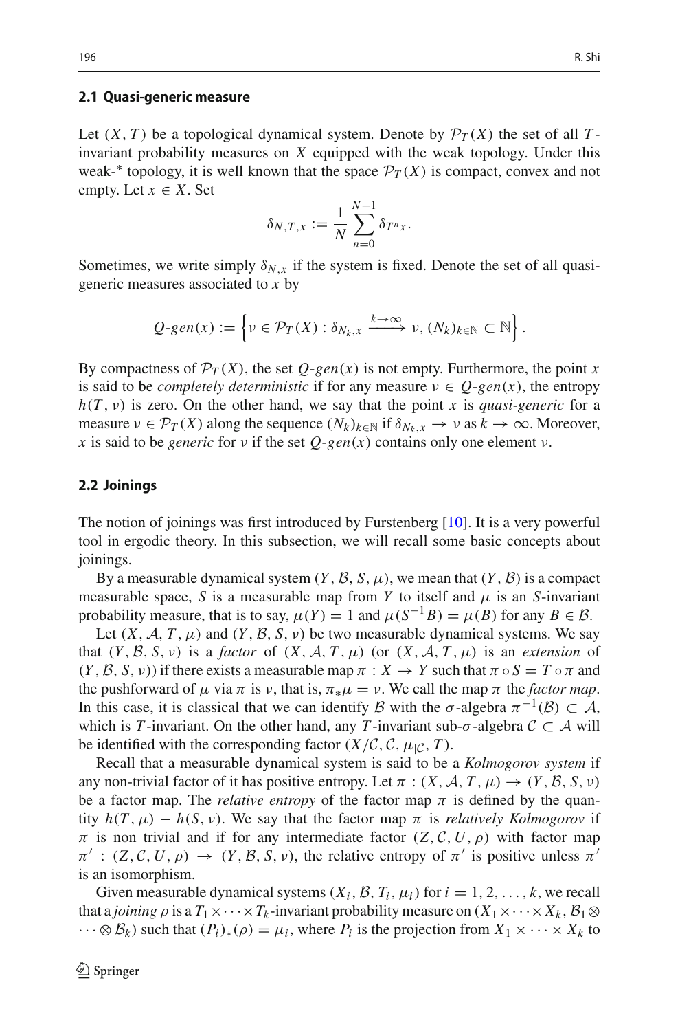### 2.1 Quasi-generic measure

Let $(X, T)$ be a topological dynamical system. Denote by $\mathcal{P}_T(X)$ the set of all $T$-invariant probability measures on $X$ equipped with the weak topology. Under this weak-* topology, it is well known that the space $\mathcal{P}_T(X)$ is compact, convex and not empty. Let $x \in X$. Set

$$\delta_{N,T,x} := \frac{1}{N}\sum_{n=0}^{N-1} \delta_{T^n x}.$$

Sometimes, we write simply $\delta_{N,x}$ if the system is fixed. Denote the set of all quasi-generic measures associated to $x$ by

$$Q\text{-}gen(x) := \left\{ \nu \in \mathcal{P}_T(X) : \delta_{N_k,x} \xrightarrow{k\to\infty} \nu, (N_k)_{k\in\mathbb{N}} \subset \mathbb{N} \right\}.$$

By compactness of $\mathcal{P}_T(X)$, the set $Q\text{-}gen(x)$ is not empty. Furthermore, the point $x$ is said to be *completely deterministic* if for any measure $\nu \in Q\text{-}gen(x)$, the entropy $h(T, \nu)$ is zero. On the other hand, we say that the point $x$ is *quasi-generic* for a measure $\nu \in \mathcal{P}_T(X)$ along the sequence $(N_k)_{k\in\mathbb{N}}$ if $\delta_{N_k,x} \to \nu$ as $k \to \infty$. Moreover, $x$ is said to be *generic* for $\nu$ if the set $Q\text{-}gen(x)$ contains only one element $\nu$.

### 2.2 Joinings

The notion of joinings was first introduced by Furstenberg [10]. It is a very powerful tool in ergodic theory. In this subsection, we will recall some basic concepts about joinings.

By a measurable dynamical system $(Y, \mathcal{B}, S, \mu)$, we mean that $(Y, \mathcal{B})$ is a compact measurable space, $S$ is a measurable map from $Y$ to itself and $\mu$ is an $S$-invariant probability measure, that is to say, $\mu(Y) = 1$ and $\mu(S^{-1}B) = \mu(B)$ for any $B \in \mathcal{B}$.

Let $(X, \mathcal{A}, T, \mu)$ and $(Y, \mathcal{B}, S, \nu)$ be two measurable dynamical systems. We say that $(Y, \mathcal{B}, S, \nu)$ is a *factor* of $(X, \mathcal{A}, T, \mu)$ (or $(X, \mathcal{A}, T, \mu)$ is an *extension* of $(Y, \mathcal{B}, S, \nu)$) if there exists a measurable map $\pi : X \to Y$ such that $\pi \circ S = T \circ \pi$ and the pushforward of $\mu$ via $\pi$ is $\nu$, that is, $\pi_*\mu = \nu$. We call the map $\pi$ the *factor map*. In this case, it is classical that we can identify $\mathcal{B}$ with the $\sigma$-algebra $\pi^{-1}(\mathcal{B}) \subset \mathcal{A}$, which is $T$-invariant. On the other hand, any $T$-invariant sub-$\sigma$-algebra $\mathcal{C} \subset \mathcal{A}$ will be identified with the corresponding factor $(X/\mathcal{C}, \mathcal{C}, \mu_{|\mathcal{C}}, T)$.

Recall that a measurable dynamical system is said to be a *Kolmogorov system* if any non-trivial factor of it has positive entropy. Let $\pi : (X, \mathcal{A}, T, \mu) \to (Y, \mathcal{B}, S, \nu)$ be a factor map. The *relative entropy* of the factor map $\pi$ is defined by the quantity $h(T, \mu) - h(S, \nu)$. We say that the factor map $\pi$ is *relatively Kolmogorov* if $\pi$ is non trivial and if for any intermediate factor $(Z, \mathcal{C}, U, \rho)$ with factor map $\pi' : (Z, \mathcal{C}, U, \rho) \to (Y, \mathcal{B}, S, \nu)$, the relative entropy of $\pi'$ is positive unless $\pi'$ is an isomorphism.

Given measurable dynamical systems $(X_i, \mathcal{B}, T_i, \mu_i)$ for $i = 1, 2, \ldots, k$, we recall that a *joining* $\rho$ is a $T_1 \times \cdots \times T_k$-invariant probability measure on $(X_1 \times \cdots \times X_k, \mathcal{B}_1 \otimes \cdots \otimes \mathcal{B}_k)$ such that $(P_i)_*(\rho) = \mu_i$, where $P_i$ is the projection from $X_1 \times \cdots \times X_k$ to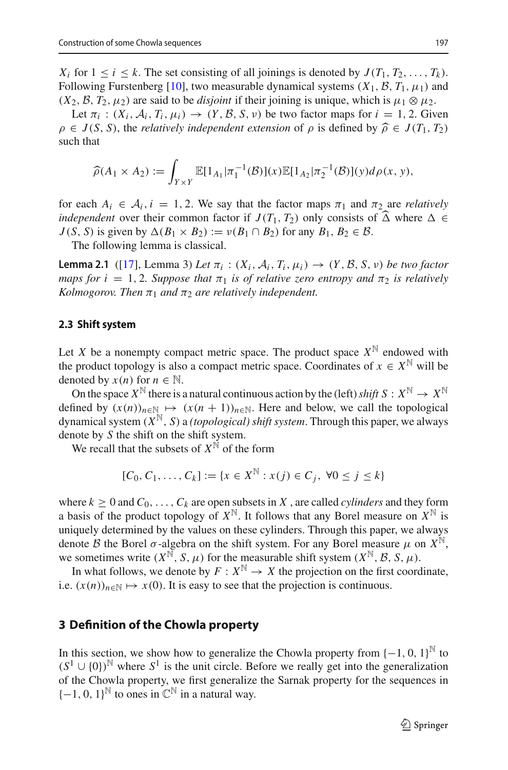$X_i$ for $1 \leq i \leq k$. The set consisting of all joinings is denoted by $J(T_1, T_2, \ldots, T_k)$. Following Furstenberg [10], two measurable dynamical systems $(X_1, \mathcal{B}, T_1, \mu_1)$ and $(X_2, \mathcal{B}, T_2, \mu_2)$ are said to be *disjoint* if their joining is unique, which is $\mu_1 \otimes \mu_2$.

Let $\pi_i : (X_i, \mathcal{A}_i, T_i, \mu_i) \to (Y, \mathcal{B}, S, \nu)$ be two factor maps for $i = 1, 2$. Given $\rho \in J(S, S)$, the *relatively independent extension* of $\rho$ is defined by $\widehat{\rho} \in J(T_1, T_2)$ such that

$$\widehat{\rho}(A_1 \times A_2) := \int_{Y \times Y} \mathbb{E}[1_{A_1} | \pi_1^{-1}(\mathcal{B})](x) \mathbb{E}[1_{A_2} | \pi_2^{-1}(\mathcal{B})](y) d\rho(x, y),$$

for each $A_i \in \mathcal{A}_i, i = 1, 2$. We say that the factor maps $\pi_1$ and $\pi_2$ are *relatively independent* over their common factor if $J(T_1, T_2)$ only consists of $\widehat{\Delta}$ where $\Delta \in J(S, S)$ is given by $\Delta(B_1 \times B_2) := \nu(B_1 \cap B_2)$ for any $B_1, B_2 \in \mathcal{B}$.

The following lemma is classical.

**Lemma 2.1** ([17], Lemma 3) *Let $\pi_i : (X_i, \mathcal{A}_i, T_i, \mu_i) \to (Y, \mathcal{B}, S, \nu)$ be two factor maps for $i = 1, 2$. Suppose that $\pi_1$ is of relative zero entropy and $\pi_2$ is relatively Kolmogorov. Then $\pi_1$ and $\pi_2$ are relatively independent.*

### 2.3 Shift system

Let $X$ be a nonempty compact metric space. The product space $X^{\mathbb{N}}$ endowed with the product topology is also a compact metric space. Coordinates of $x \in X^{\mathbb{N}}$ will be denoted by $x(n)$ for $n \in \mathbb{N}$.

On the space $X^{\mathbb{N}}$ there is a natural continuous action by the (left) *shift* $S : X^{\mathbb{N}} \to X^{\mathbb{N}}$ defined by $(x(n))_{n \in \mathbb{N}} \mapsto (x(n+1))_{n \in \mathbb{N}}$. Here and below, we call the topological dynamical system $(X^{\mathbb{N}}, S)$ a *(topological) shift system*. Through this paper, we always denote by $S$ the shift on the shift system.

We recall that the subsets of $X^{\mathbb{N}}$ of the form

$$[C_0, C_1, \ldots, C_k] := \{x \in X^{\mathbb{N}} : x(j) \in C_j, \ \forall 0 \leq j \leq k\}$$

where $k \geq 0$ and $C_0, \ldots, C_k$ are open subsets in $X$ , are called *cylinders* and they form a basis of the product topology of $X^{\mathbb{N}}$. It follows that any Borel measure on $X^{\mathbb{N}}$ is uniquely determined by the values on these cylinders. Through this paper, we always denote $\mathcal{B}$ the Borel $\sigma$-algebra on the shift system. For any Borel measure $\mu$ on $X^{\mathbb{N}}$, we sometimes write $(X^{\mathbb{N}}, S, \mu)$ for the measurable shift system $(X^{\mathbb{N}}, \mathcal{B}, S, \mu)$.

In what follows, we denote by $F : X^{\mathbb{N}} \to X$ the projection on the first coordinate, i.e. $(x(n))_{n \in \mathbb{N}} \mapsto x(0)$. It is easy to see that the projection is continuous.

## 3 Definition of the Chowla property

In this section, we show how to generalize the Chowla property from $\{-1, 0, 1\}^{\mathbb{N}}$ to $(S^1 \cup \{0\})^{\mathbb{N}}$ where $S^1$ is the unit circle. Before we really get into the generalization of the Chowla property, we first generalize the Sarnak property for the sequences in $\{-1, 0, 1\}^{\mathbb{N}}$ to ones in $\mathbb{C}^{\mathbb{N}}$ in a natural way.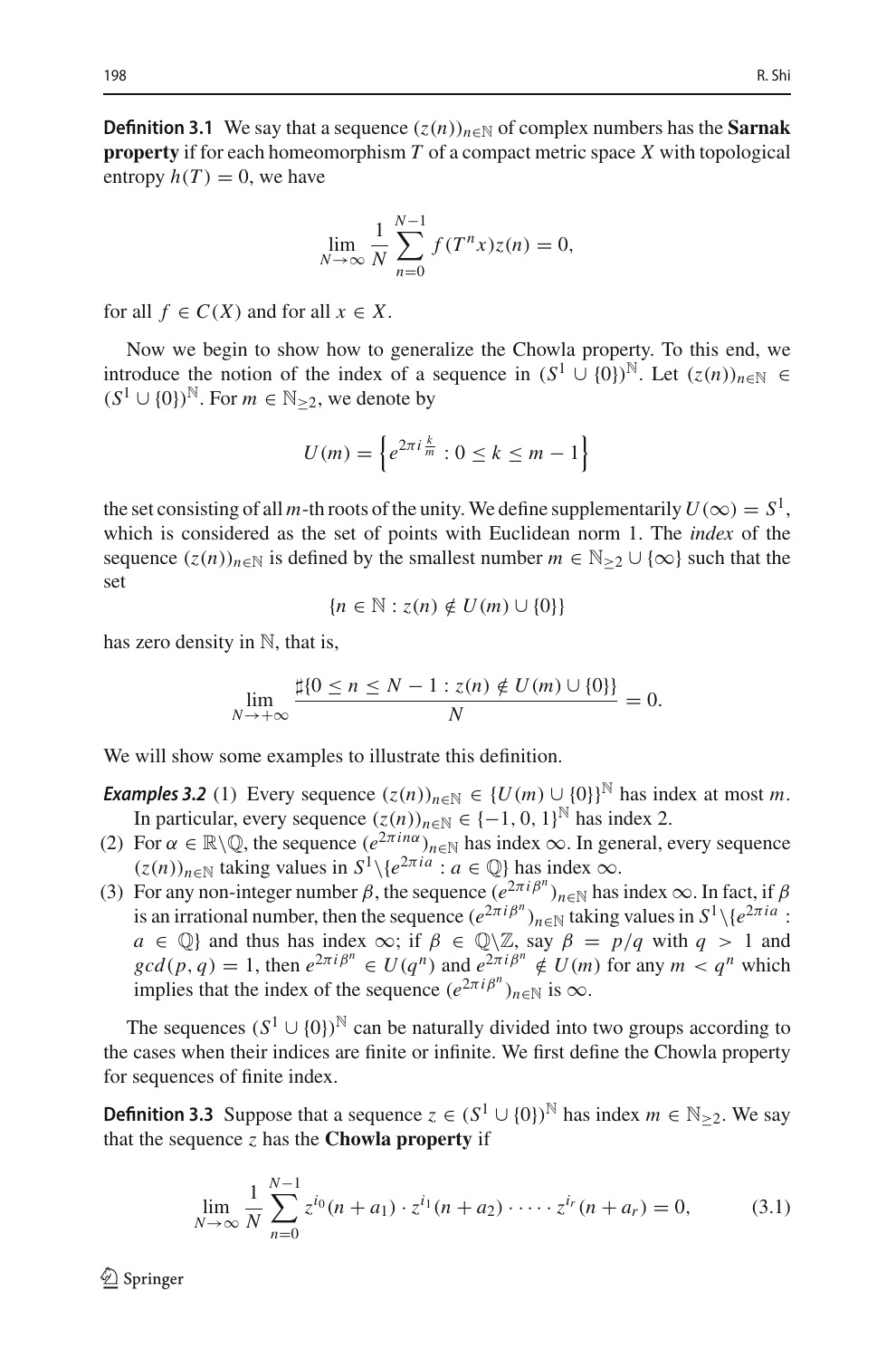**Definition 3.1** We say that a sequence $(z(n))_{n\in\mathbb{N}}$ of complex numbers has the **Sarnak property** if for each homeomorphism $T$ of a compact metric space $X$ with topological entropy $h(T) = 0$, we have

$$\lim_{N\to\infty} \frac{1}{N} \sum_{n=0}^{N-1} f(T^n x) z(n) = 0,$$

for all $f \in C(X)$ and for all $x \in X$.

Now we begin to show how to generalize the Chowla property. To this end, we introduce the notion of the index of a sequence in $(S^1 \cup \{0\})^{\mathbb{N}}$. Let $(z(n))_{n\in\mathbb{N}} \in (S^1 \cup \{0\})^{\mathbb{N}}$. For $m \in \mathbb{N}_{\geq 2}$, we denote by

$$U(m) = \left\{ e^{2\pi i \frac{k}{m}} : 0 \leq k \leq m-1 \right\}$$

the set consisting of all $m$-th roots of the unity. We define supplementarily $U(\infty) = S^1$, which is considered as the set of points with Euclidean norm 1. The *index* of the sequence $(z(n))_{n\in\mathbb{N}}$ is defined by the smallest number $m \in \mathbb{N}_{\geq 2} \cup \{\infty\}$ such that the set

$$\{n \in \mathbb{N} : z(n) \notin U(m) \cup \{0\}\}$$

has zero density in $\mathbb{N}$, that is,

$$\lim_{N\to+\infty} \frac{\sharp\{0 \leq n \leq N-1 : z(n) \notin U(m) \cup \{0\}\}}{N} = 0.$$

We will show some examples to illustrate this definition.

***Examples 3.2*** (1) Every sequence $(z(n))_{n\in\mathbb{N}} \in \{U(m) \cup \{0\}\}^{\mathbb{N}}$ has index at most $m$. In particular, every sequence $(z(n))_{n\in\mathbb{N}} \in \{-1, 0, 1\}^{\mathbb{N}}$ has index 2.

(2) For $\alpha \in \mathbb{R}\backslash\mathbb{Q}$, the sequence $(e^{2\pi i n\alpha})_{n\in\mathbb{N}}$ has index $\infty$. In general, every sequence $(z(n))_{n\in\mathbb{N}}$ taking values in $S^1\backslash\{e^{2\pi i a} : a \in \mathbb{Q}\}$ has index $\infty$.

(3) For any non-integer number $\beta$, the sequence $(e^{2\pi i \beta^n})_{n\in\mathbb{N}}$ has index $\infty$. In fact, if $\beta$ is an irrational number, then the sequence $(e^{2\pi i \beta^n})_{n\in\mathbb{N}}$ taking values in $S^1\backslash\{e^{2\pi i a} : a \in \mathbb{Q}\}$ and thus has index $\infty$; if $\beta \in \mathbb{Q}\backslash\mathbb{Z}$, say $\beta = p/q$ with $q > 1$ and $gcd(p, q) = 1$, then $e^{2\pi i \beta^n} \in U(q^n)$ and $e^{2\pi i \beta^n} \notin U(m)$ for any $m < q^n$ which implies that the index of the sequence $(e^{2\pi i \beta^n})_{n\in\mathbb{N}}$ is $\infty$.

The sequences $(S^1 \cup \{0\})^{\mathbb{N}}$ can be naturally divided into two groups according to the cases when their indices are finite or infinite. We first define the Chowla property for sequences of finite index.

**Definition 3.3** Suppose that a sequence $z \in (S^1 \cup \{0\})^{\mathbb{N}}$ has index $m \in \mathbb{N}_{\geq 2}$. We say that the sequence $z$ has the **Chowla property** if

$$\lim_{N\to\infty} \frac{1}{N} \sum_{n=0}^{N-1} z^{i_0}(n + a_1) \cdot z^{i_1}(n + a_2) \cdot \cdots \cdot z^{i_r}(n + a_r) = 0, \tag{3.1}$$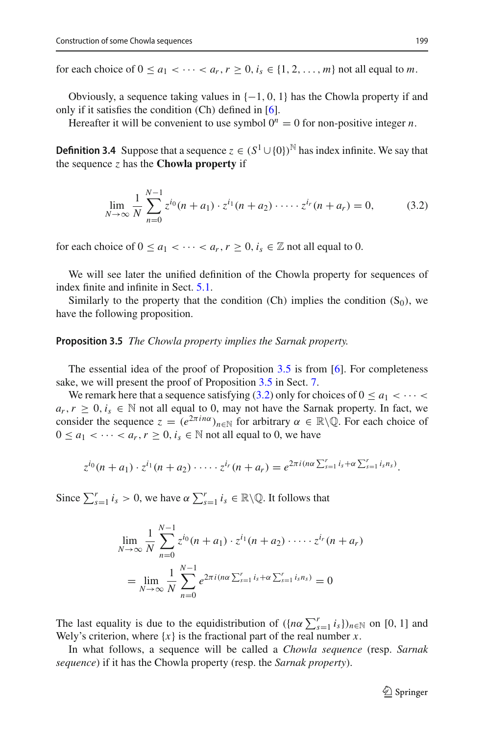for each choice of $0 \le a_1 < \cdots < a_r$, $r \ge 0$, $i_s \in \{1, 2, \ldots, m\}$ not all equal to $m$.

Obviously, a sequence taking values in $\{-1, 0, 1\}$ has the Chowla property if and only if it satisfies the condition (Ch) defined in [6].

Hereafter it will be convenient to use symbol $0^n = 0$ for non-positive integer $n$.

**Definition 3.4** Suppose that a sequence $z \in (S^1 \cup \{0\})^{\mathbb{N}}$ has index infinite. We say that the sequence $z$ has the **Chowla property** if

$$\lim_{N\to\infty} \frac{1}{N} \sum_{n=0}^{N-1} z^{i_0}(n+a_1) \cdot z^{i_1}(n+a_2) \cdot \cdots \cdot z^{i_r}(n+a_r) = 0, \tag{3.2}$$

for each choice of $0 \le a_1 < \cdots < a_r$, $r \ge 0$, $i_s \in \mathbb{Z}$ not all equal to 0.

We will see later the unified definition of the Chowla property for sequences of index finite and infinite in Sect. 5.1.

Similarly to the property that the condition (Ch) implies the condition ($S_0$), we have the following proposition.

**Proposition 3.5** *The Chowla property implies the Sarnak property.*

The essential idea of the proof of Proposition 3.5 is from [6]. For completeness sake, we will present the proof of Proposition 3.5 in Sect. 7.

We remark here that a sequence satisfying (3.2) only for choices of $0 \le a_1 < \cdots < a_r$, $r \ge 0$, $i_s \in \mathbb{N}$ not all equal to 0, may not have the Sarnak property. In fact, we consider the sequence $z = (e^{2\pi i n\alpha})_{n\in\mathbb{N}}$ for arbitrary $\alpha \in \mathbb{R}\backslash\mathbb{Q}$. For each choice of $0 \le a_1 < \cdots < a_r$, $r \ge 0$, $i_s \in \mathbb{N}$ not all equal to 0, we have

$$z^{i_0}(n+a_1) \cdot z^{i_1}(n+a_2) \cdot \cdots \cdot z^{i_r}(n+a_r) = e^{2\pi i (n\alpha \sum_{s=1}^{r} i_s + \alpha \sum_{s=1}^{r} i_s n_s)}.$$

Since $\sum_{s=1}^{r} i_s > 0$, we have $\alpha \sum_{s=1}^{r} i_s \in \mathbb{R}\backslash\mathbb{Q}$. It follows that

$$\begin{aligned}
&\lim_{N\to\infty} \frac{1}{N} \sum_{n=0}^{N-1} z^{i_0}(n+a_1) \cdot z^{i_1}(n+a_2) \cdot \cdots \cdot z^{i_r}(n+a_r) \\
&\quad = \lim_{N\to\infty} \frac{1}{N} \sum_{n=0}^{N-1} e^{2\pi i (n\alpha \sum_{s=1}^{r} i_s + \alpha \sum_{s=1}^{r} i_s n_s)} = 0
\end{aligned}$$

The last equality is due to the equidistribution of $(\{n\alpha \sum_{s=1}^{r} i_s\})_{n\in\mathbb{N}}$ on $[0, 1]$ and Wely's criterion, where $\{x\}$ is the fractional part of the real number $x$.

In what follows, a sequence will be called a *Chowla sequence* (resp. *Sarnak sequence*) if it has the Chowla property (resp. the *Sarnak property*).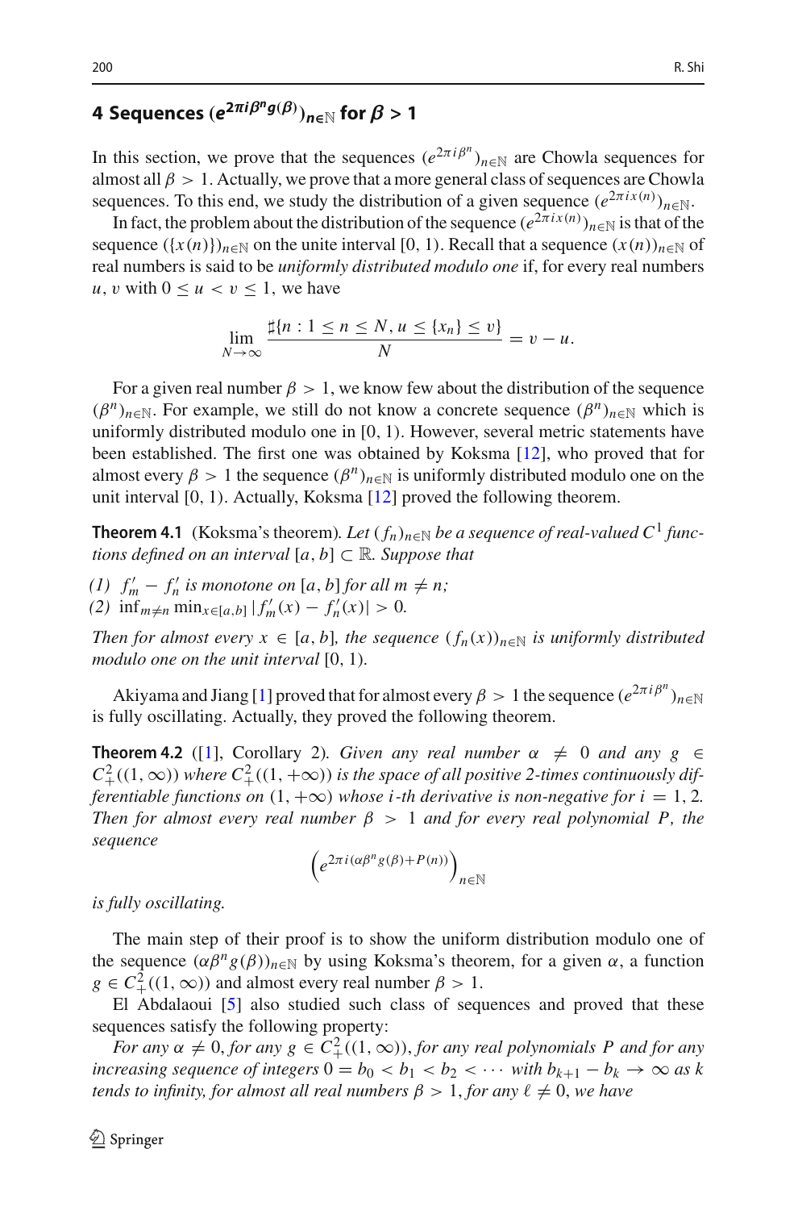## 4 Sequences $(e^{2\pi i\beta^n g(\beta)})_{n\in\mathbb{N}}$ for $\beta > 1$

In this section, we prove that the sequences $(e^{2\pi i\beta^n})_{n\in\mathbb{N}}$ are Chowla sequences for almost all $\beta > 1$. Actually, we prove that a more general class of sequences are Chowla sequences. To this end, we study the distribution of a given sequence $(e^{2\pi i x(n)})_{n\in\mathbb{N}}$.

In fact, the problem about the distribution of the sequence $(e^{2\pi i x(n)})_{n\in\mathbb{N}}$ is that of the sequence $(\{x(n)\})_{n\in\mathbb{N}}$ on the unite interval $[0, 1)$. Recall that a sequence $(x(n))_{n\in\mathbb{N}}$ of real numbers is said to be *uniformly distributed modulo one* if, for every real numbers $u, v$ with $0 \le u < v \le 1$, we have

$$\lim_{N\to\infty} \frac{\sharp\{n : 1 \le n \le N, u \le \{x_n\} \le v\}}{N} = v - u.$$

For a given real number $\beta > 1$, we know few about the distribution of the sequence $(\beta^n)_{n\in\mathbb{N}}$. For example, we still do not know a concrete sequence $(\beta^n)_{n\in\mathbb{N}}$ which is uniformly distributed modulo one in $[0, 1)$. However, several metric statements have been established. The first one was obtained by Koksma [12], who proved that for almost every $\beta > 1$ the sequence $(\beta^n)_{n\in\mathbb{N}}$ is uniformly distributed modulo one on the unit interval $[0, 1)$. Actually, Koksma [12] proved the following theorem.

**Theorem 4.1** (Koksma's theorem). *Let $(f_n)_{n\in\mathbb{N}}$ be a sequence of real-valued $C^1$ functions defined on an interval $[a, b] \subset \mathbb{R}$. Suppose that*

*(1) $f'_m - f'_n$ is monotone on $[a, b]$ for all $m \ne n$;*
*(2) $\inf_{m\ne n} \min_{x\in[a,b]} |f'_m(x) - f'_n(x)| > 0$.*

*Then for almost every $x \in [a, b]$, the sequence $(f_n(x))_{n\in\mathbb{N}}$ is uniformly distributed modulo one on the unit interval $[0, 1)$.*

Akiyama and Jiang [1] proved that for almost every $\beta > 1$ the sequence $(e^{2\pi i\beta^n})_{n\in\mathbb{N}}$ is fully oscillating. Actually, they proved the following theorem.

**Theorem 4.2** ([1], Corollary 2). *Given any real number $\alpha \ne 0$ and any $g \in C^2_+((1, \infty))$ where $C^2_+((1, +\infty))$ is the space of all positive 2-times continuously differentiable functions on $(1, +\infty)$ whose $i$-th derivative is non-negative for $i = 1, 2$. Then for almost every real number $\beta > 1$ and for every real polynomial $P$, the sequence*

$$\left(e^{2\pi i(\alpha\beta^n g(\beta)+P(n))}\right)_{n\in\mathbb{N}}$$

*is fully oscillating.*

The main step of their proof is to show the uniform distribution modulo one of the sequence $(\alpha\beta^n g(\beta))_{n\in\mathbb{N}}$ by using Koksma's theorem, for a given $\alpha$, a function $g \in C^2_+((1, \infty))$ and almost every real number $\beta > 1$.

El Abdalaoui [5] also studied such class of sequences and proved that these sequences satisfy the following property:

*For any $\alpha \ne 0$, for any $g \in C^2_+((1, \infty))$, for any real polynomials $P$ and for any increasing sequence of integers $0 = b_0 < b_1 < b_2 < \cdots$ with $b_{k+1} - b_k \to \infty$ as $k$ tends to infinity, for almost all real numbers $\beta > 1$, for any $\ell \ne 0$, we have*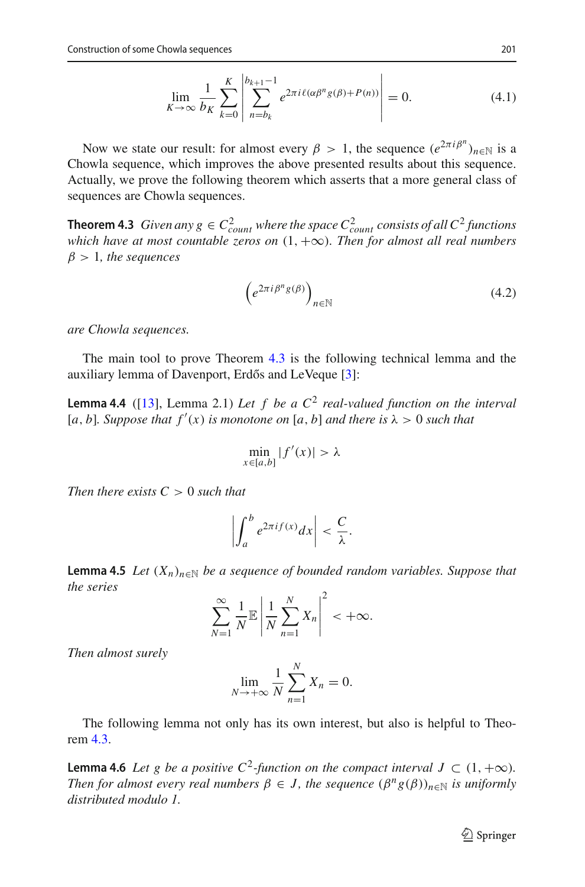$$\lim_{K\to\infty} \frac{1}{b_K} \sum_{k=0}^{K} \left| \sum_{n=b_k}^{b_{k+1}-1} e^{2\pi i \ell(\alpha\beta^n g(\beta)+P(n))} \right| = 0. \tag{4.1}$$

Now we state our result: for almost every $\beta > 1$, the sequence $(e^{2\pi i \beta^n})_{n\in\mathbb{N}}$ is a Chowla sequence, which improves the above presented results about this sequence. Actually, we prove the following theorem which asserts that a more general class of sequences are Chowla sequences.

**Theorem 4.3** *Given any $g \in C^2_{count}$ where the space $C^2_{count}$ consists of all $C^2$ functions which have at most countable zeros on $(1, +\infty)$. Then for almost all real numbers $\beta > 1$, the sequences*

$$\left(e^{2\pi i \beta^n g(\beta)}\right)_{n\in\mathbb{N}} \tag{4.2}$$

*are Chowla sequences.*

The main tool to prove Theorem 4.3 is the following technical lemma and the auxiliary lemma of Davenport, Erdős and LeVeque [3]:

**Lemma 4.4** ([13], Lemma 2.1) *Let $f$ be a $C^2$ real-valued function on the interval $[a, b]$. Suppose that $f'(x)$ is monotone on $[a, b]$ and there is $\lambda > 0$ such that*

$$\min_{x\in[a,b]} |f'(x)| > \lambda$$

*Then there exists $C > 0$ such that*

$$\left| \int_a^b e^{2\pi i f(x)} dx \right| < \frac{C}{\lambda}.$$

**Lemma 4.5** *Let $(X_n)_{n\in\mathbb{N}}$ be a sequence of bounded random variables. Suppose that the series*

$$\sum_{N=1}^{\infty} \frac{1}{N} \mathbb{E} \left| \frac{1}{N} \sum_{n=1}^{N} X_n \right|^2 < +\infty.$$

*Then almost surely*

$$\lim_{N\to+\infty} \frac{1}{N} \sum_{n=1}^{N} X_n = 0.$$

The following lemma not only has its own interest, but also is helpful to Theorem 4.3.

**Lemma 4.6** *Let $g$ be a positive $C^2$-function on the compact interval $J \subset (1, +\infty)$. Then for almost every real numbers $\beta \in J$, the sequence $(\beta^n g(\beta))_{n\in\mathbb{N}}$ is uniformly distributed modulo 1.*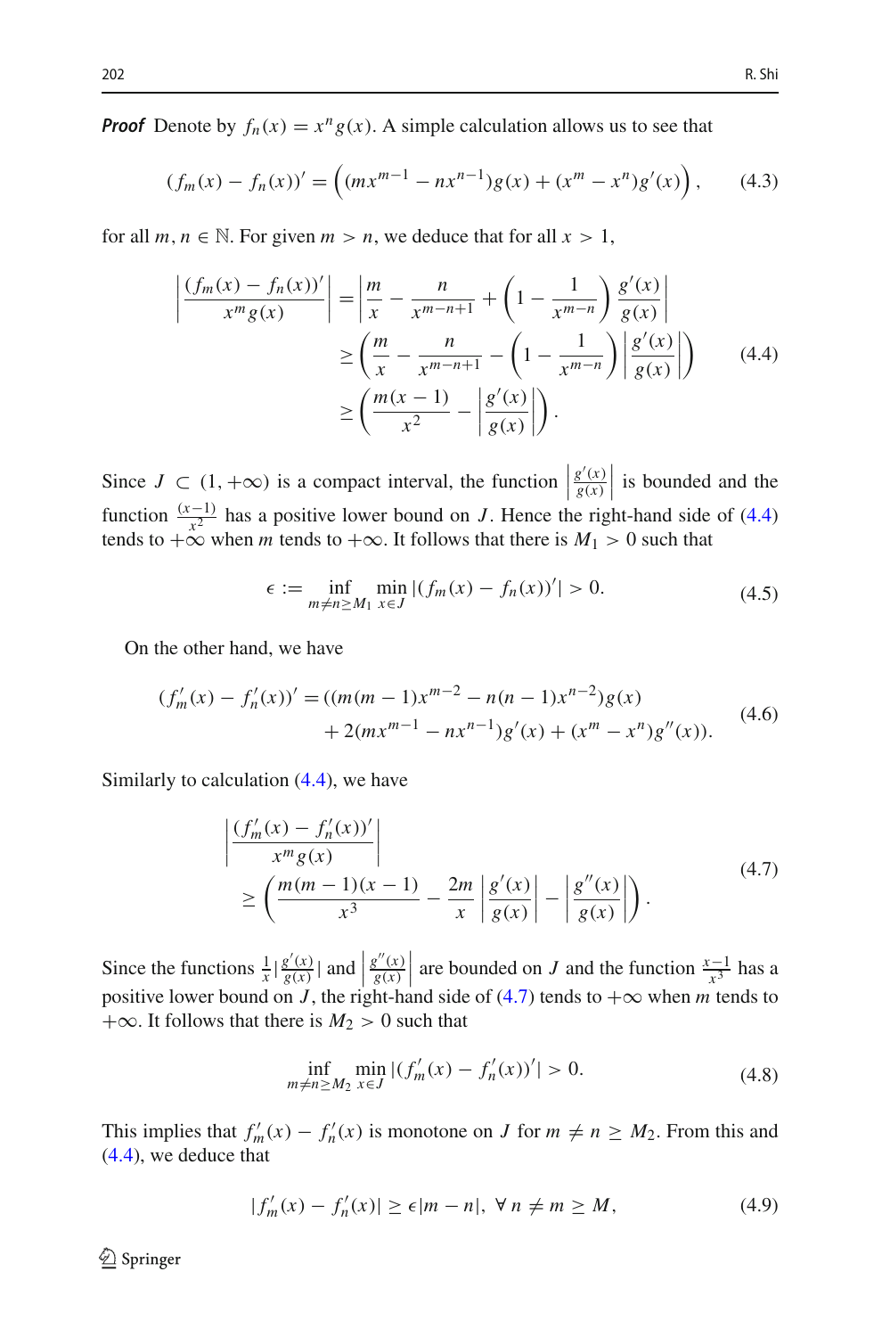***Proof*** Denote by $f_n(x) = x^n g(x)$. A simple calculation allows us to see that

$$(f_m(x) - f_n(x))' = \left((mx^{m-1} - nx^{n-1})g(x) + (x^m - x^n)g'(x)\right), \tag{4.3}$$

for all $m, n \in \mathbb{N}$. For given $m > n$, we deduce that for all $x > 1$,

$$\begin{aligned} \left|\frac{(f_m(x) - f_n(x))'}{x^m g(x)}\right| &= \left|\frac{m}{x} - \frac{n}{x^{m-n+1}} + \left(1 - \frac{1}{x^{m-n}}\right)\frac{g'(x)}{g(x)}\right| \\ &\geq \left(\frac{m}{x} - \frac{n}{x^{m-n+1}} - \left(1 - \frac{1}{x^{m-n}}\right)\left|\frac{g'(x)}{g(x)}\right|\right) \\ &\geq \left(\frac{m(x-1)}{x^2} - \left|\frac{g'(x)}{g(x)}\right|\right). \end{aligned} \tag{4.4}$$

Since $J \subset (1, +\infty)$ is a compact interval, the function $\left|\frac{g'(x)}{g(x)}\right|$ is bounded and the function $\frac{(x-1)}{x^2}$ has a positive lower bound on $J$. Hence the right-hand side of (4.4) tends to $+\infty$ when $m$ tends to $+\infty$. It follows that there is $M_1 > 0$ such that

$$\epsilon := \inf_{m \neq n \geq M_1} \min_{x \in J} |(f_m(x) - f_n(x))'| > 0. \tag{4.5}$$

On the other hand, we have

$$\begin{aligned} (f_m'(x) - f_n'(x))' =& ((m(m-1)x^{m-2} - n(n-1)x^{n-2})g(x) \\ &+ 2(mx^{m-1} - nx^{n-1})g'(x) + (x^m - x^n)g''(x)). \end{aligned} \tag{4.6}$$

Similarly to calculation (4.4), we have

$$\begin{aligned} &\left|\frac{(f_m'(x) - f_n'(x))'}{x^m g(x)}\right| \\ &\geq \left(\frac{m(m-1)(x-1)}{x^3} - \frac{2m}{x}\left|\frac{g'(x)}{g(x)}\right| - \left|\frac{g''(x)}{g(x)}\right|\right). \end{aligned} \tag{4.7}$$

Since the functions $\frac{1}{x}\left|\frac{g'(x)}{g(x)}\right|$ and $\left|\frac{g''(x)}{g(x)}\right|$ are bounded on $J$ and the function $\frac{x-1}{x^3}$ has a positive lower bound on $J$, the right-hand side of (4.7) tends to $+\infty$ when $m$ tends to $+\infty$. It follows that there is $M_2 > 0$ such that

$$\inf_{m \neq n \geq M_2} \min_{x \in J} |(f_m'(x) - f_n'(x))'| > 0. \tag{4.8}$$

This implies that $f_m'(x) - f_n'(x)$ is monotone on $J$ for $m \neq n \geq M_2$. From this and (4.4), we deduce that

$$|f_m'(x) - f_n'(x)| \geq \epsilon |m - n|, \ \forall\, n \neq m \geq M, \tag{4.9}$$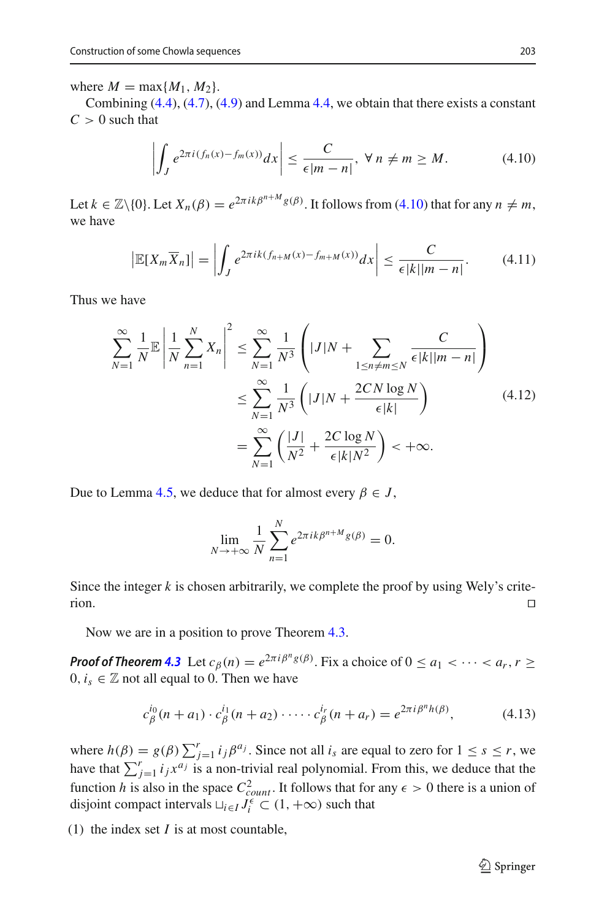where $M = \max\{M_1, M_2\}$.

Combining (4.4), (4.7), (4.9) and Lemma 4.4, we obtain that there exists a constant $C > 0$ such that

$$\left| \int_J e^{2\pi i (f_n(x) - f_m(x))} dx \right| \leq \frac{C}{\epsilon |m-n|}, \ \forall\, n \neq m \geq M. \tag{4.10}$$

Let $k \in \mathbb{Z}\backslash\{0\}$. Let $X_n(\beta) = e^{2\pi i k \beta^{n+M} g(\beta)}$. It follows from (4.10) that for any $n \neq m$, we have

$$\left|\mathbb{E}[X_m \overline{X}_n]\right| = \left| \int_J e^{2\pi i k (f_{n+M}(x) - f_{m+M}(x))} dx \right| \leq \frac{C}{\epsilon |k| |m-n|}. \tag{4.11}$$

Thus we have

$$\begin{aligned} \sum_{N=1}^{\infty} \frac{1}{N} \mathbb{E} \left| \frac{1}{N} \sum_{n=1}^{N} X_n \right|^2 &\leq \sum_{N=1}^{\infty} \frac{1}{N^3} \left( |J| N + \sum_{1 \leq n \neq m \leq N} \frac{C}{\epsilon |k| |m-n|} \right) \\ &\leq \sum_{N=1}^{\infty} \frac{1}{N^3} \left( |J| N + \frac{2CN \log N}{\epsilon |k|} \right) \\ &= \sum_{N=1}^{\infty} \left( \frac{|J|}{N^2} + \frac{2C \log N}{\epsilon |k| N^2} \right) < +\infty. \end{aligned} \tag{4.12}$$

Due to Lemma 4.5, we deduce that for almost every $\beta \in J$,

$$\lim_{N \to +\infty} \frac{1}{N} \sum_{n=1}^{N} e^{2\pi i k \beta^{n+M} g(\beta)} = 0.$$

Since the integer $k$ is chosen arbitrarily, we complete the proof by using Wely's criterion. □

Now we are in a position to prove Theorem 4.3.

***Proof of Theorem 4.3*** Let $c_\beta(n) = e^{2\pi i \beta^n g(\beta)}$. Fix a choice of $0 \leq a_1 < \cdots < a_r, r \geq 0, i_s \in \mathbb{Z}$ not all equal to 0. Then we have

$$c_\beta^{i_0}(n + a_1) \cdot c_\beta^{i_1}(n + a_2) \cdot \cdots \cdot c_\beta^{i_r}(n + a_r) = e^{2\pi i \beta^n h(\beta)}, \tag{4.13}$$

where $h(\beta) = g(\beta) \sum_{j=1}^{r} i_j \beta^{a_j}$. Since not all $i_s$ are equal to zero for $1 \leq s \leq r$, we have that $\sum_{j=1}^{r} i_j x^{a_j}$ is a non-trivial real polynomial. From this, we deduce that the function $h$ is also in the space $C^2_{count}$. It follows that for any $\epsilon > 0$ there is a union of disjoint compact intervals $\sqcup_{i \in I} J_i^\epsilon \subset (1, +\infty)$ such that

(1) the index set $I$ is at most countable,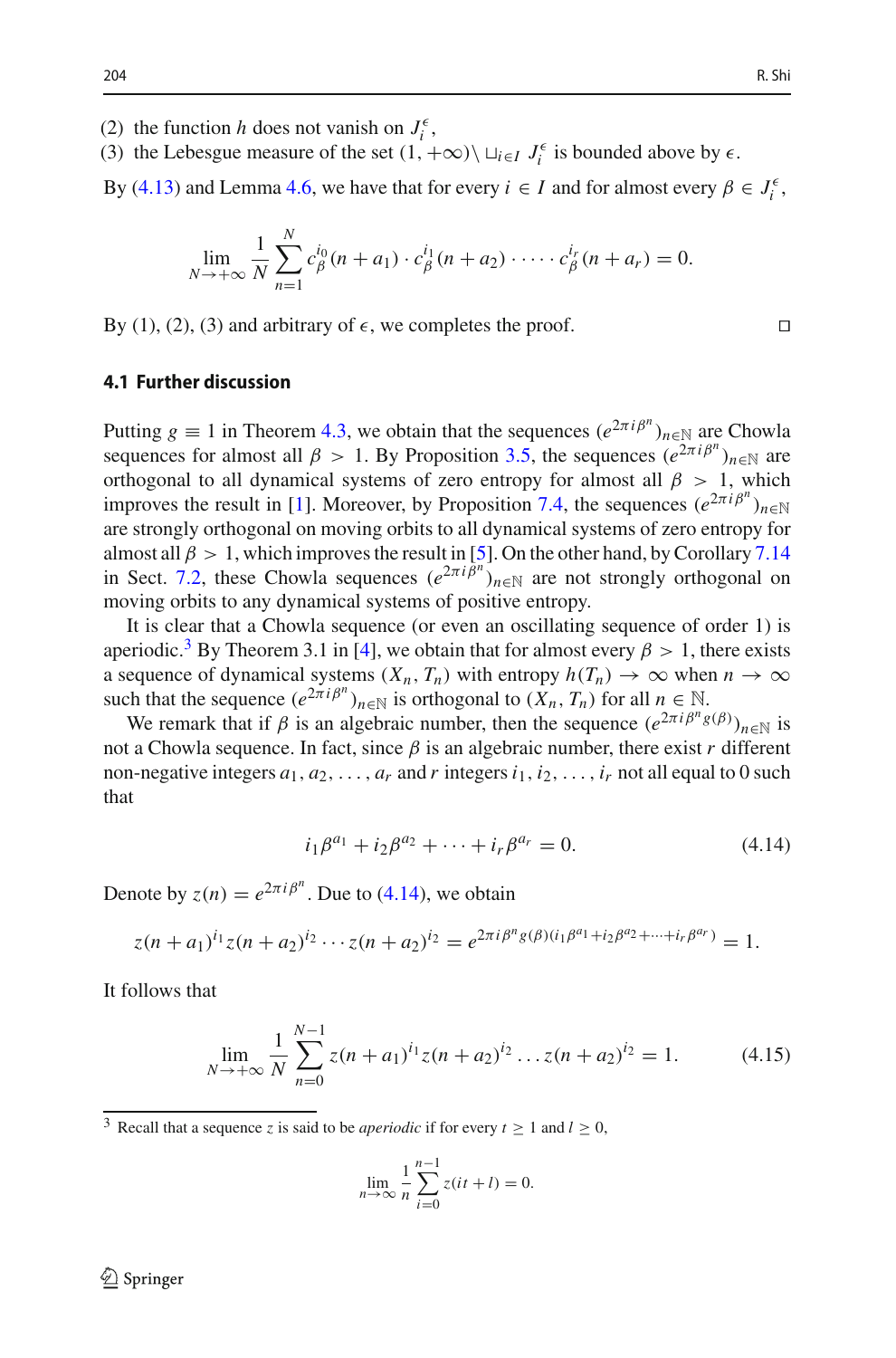(2) the function $h$ does not vanish on $J_i^\epsilon$,
(3) the Lebesgue measure of the set $(1, +\infty) \setminus \sqcup_{i \in I} J_i^\epsilon$ is bounded above by $\epsilon$.

By (4.13) and Lemma 4.6, we have that for every $i \in I$ and for almost every $\beta \in J_i^\epsilon$,

$$\lim_{N \to +\infty} \frac{1}{N} \sum_{n=1}^{N} c_\beta^{i_0}(n + a_1) \cdot c_\beta^{i_1}(n + a_2) \cdot \cdots \cdot c_\beta^{i_r}(n + a_r) = 0.$$

By (1), (2), (3) and arbitrary of $\epsilon$, we completes the proof. □

### 4.1 Further discussion

Putting $g \equiv 1$ in Theorem 4.3, we obtain that the sequences $(e^{2\pi i \beta^n})_{n \in \mathbb{N}}$ are Chowla sequences for almost all $\beta > 1$. By Proposition 3.5, the sequences $(e^{2\pi i \beta^n})_{n \in \mathbb{N}}$ are orthogonal to all dynamical systems of zero entropy for almost all $\beta > 1$, which improves the result in [1]. Moreover, by Proposition 7.4, the sequences $(e^{2\pi i \beta^n})_{n \in \mathbb{N}}$ are strongly orthogonal on moving orbits to all dynamical systems of zero entropy for almost all $\beta > 1$, which improves the result in [5]. On the other hand, by Corollary 7.14 in Sect. 7.2, these Chowla sequences $(e^{2\pi i \beta^n})_{n \in \mathbb{N}}$ are not strongly orthogonal on moving orbits to any dynamical systems of positive entropy.

It is clear that a Chowla sequence (or even an oscillating sequence of order 1) is aperiodic.[3] By Theorem 3.1 in [4], we obtain that for almost every $\beta > 1$, there exists a sequence of dynamical systems $(X_n, T_n)$ with entropy $h(T_n) \to \infty$ when $n \to \infty$ such that the sequence $(e^{2\pi i \beta^n})_{n \in \mathbb{N}}$ is orthogonal to $(X_n, T_n)$ for all $n \in \mathbb{N}$.

We remark that if $\beta$ is an algebraic number, then the sequence $(e^{2\pi i \beta^n g(\beta)})_{n \in \mathbb{N}}$ is not a Chowla sequence. In fact, since $\beta$ is an algebraic number, there exist $r$ different non-negative integers $a_1, a_2, \ldots, a_r$ and $r$ integers $i_1, i_2, \ldots, i_r$ not all equal to 0 such that

$$i_1 \beta^{a_1} + i_2 \beta^{a_2} + \cdots + i_r \beta^{a_r} = 0. \tag{4.14}$$

Denote by $z(n) = e^{2\pi i \beta^n}$. Due to (4.14), we obtain

$$z(n + a_1)^{i_1} z(n + a_2)^{i_2} \cdots z(n + a_2)^{i_2} = e^{2\pi i \beta^n g(\beta)(i_1 \beta^{a_1} + i_2 \beta^{a_2} + \cdots + i_r \beta^{a_r})} = 1.$$

It follows that

$$\lim_{N \to +\infty} \frac{1}{N} \sum_{n=0}^{N-1} z(n + a_1)^{i_1} z(n + a_2)^{i_2} \ldots z(n + a_2)^{i_2} = 1. \tag{4.15}$$

[3] Recall that a sequence $z$ is said to be *aperiodic* if for every $t \geq 1$ and $l \geq 0$,

$$\lim_{n \to \infty} \frac{1}{n} \sum_{i=0}^{n-1} z(it + l) = 0.$$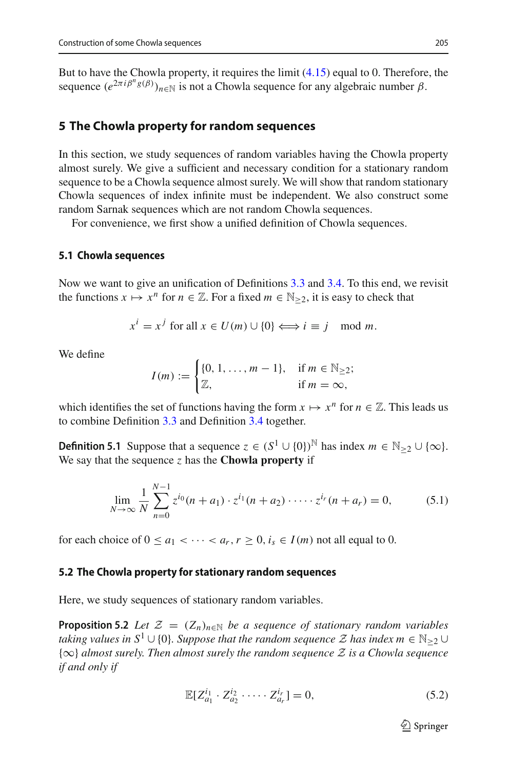But to have the Chowla property, it requires the limit (4.15) equal to 0. Therefore, the sequence $(e^{2\pi i \beta^n g(\beta)})_{n\in\mathbb{N}}$ is not a Chowla sequence for any algebraic number $\beta$.

## 5 The Chowla property for random sequences

In this section, we study sequences of random variables having the Chowla property almost surely. We give a sufficient and necessary condition for a stationary random sequence to be a Chowla sequence almost surely. We will show that random stationary Chowla sequences of index infinite must be independent. We also construct some random Sarnak sequences which are not random Chowla sequences.

For convenience, we first show a unified definition of Chowla sequences.

### 5.1 Chowla sequences

Now we want to give an unification of Definitions 3.3 and 3.4. To this end, we revisit the functions $x \mapsto x^n$ for $n \in \mathbb{Z}$. For a fixed $m \in \mathbb{N}_{\geq 2}$, it is easy to check that

$$x^i = x^j \text{ for all } x \in U(m) \cup \{0\} \Longleftrightarrow i \equiv j \mod m.$$

We define

$$I(m) := \begin{cases} \{0, 1, \ldots, m-1\}, & \text{if } m \in \mathbb{N}_{\geq 2}; \\ \mathbb{Z}, & \text{if } m = \infty, \end{cases}$$

which identifies the set of functions having the form $x \mapsto x^n$ for $n \in \mathbb{Z}$. This leads us to combine Definition 3.3 and Definition 3.4 together.

**Definition 5.1** Suppose that a sequence $z \in (S^1 \cup \{0\})^{\mathbb{N}}$ has index $m \in \mathbb{N}_{\geq 2} \cup \{\infty\}$. We say that the sequence $z$ has the **Chowla property** if

$$\lim_{N\to\infty} \frac{1}{N} \sum_{n=0}^{N-1} z^{i_0}(n + a_1) \cdot z^{i_1}(n + a_2) \cdot \cdots \cdot z^{i_r}(n + a_r) = 0, \tag{5.1}$$

for each choice of $0 \leq a_1 < \cdots < a_r$, $r \geq 0$, $i_s \in I(m)$ not all equal to 0.

### 5.2 The Chowla property for stationary random sequences

Here, we study sequences of stationary random variables.

**Proposition 5.2** *Let $\mathcal{Z} = (Z_n)_{n\in\mathbb{N}}$ be a sequence of stationary random variables taking values in $S^1 \cup \{0\}$. Suppose that the random sequence $\mathcal{Z}$ has index $m \in \mathbb{N}_{\geq 2} \cup \{\infty\}$ almost surely. Then almost surely the random sequence $\mathcal{Z}$ is a Chowla sequence if and only if*

$$\mathbb{E}[Z_{a_1}^{i_1} \cdot Z_{a_2}^{i_2} \cdot \cdots \cdot Z_{a_r}^{i_r}] = 0, \tag{5.2}$$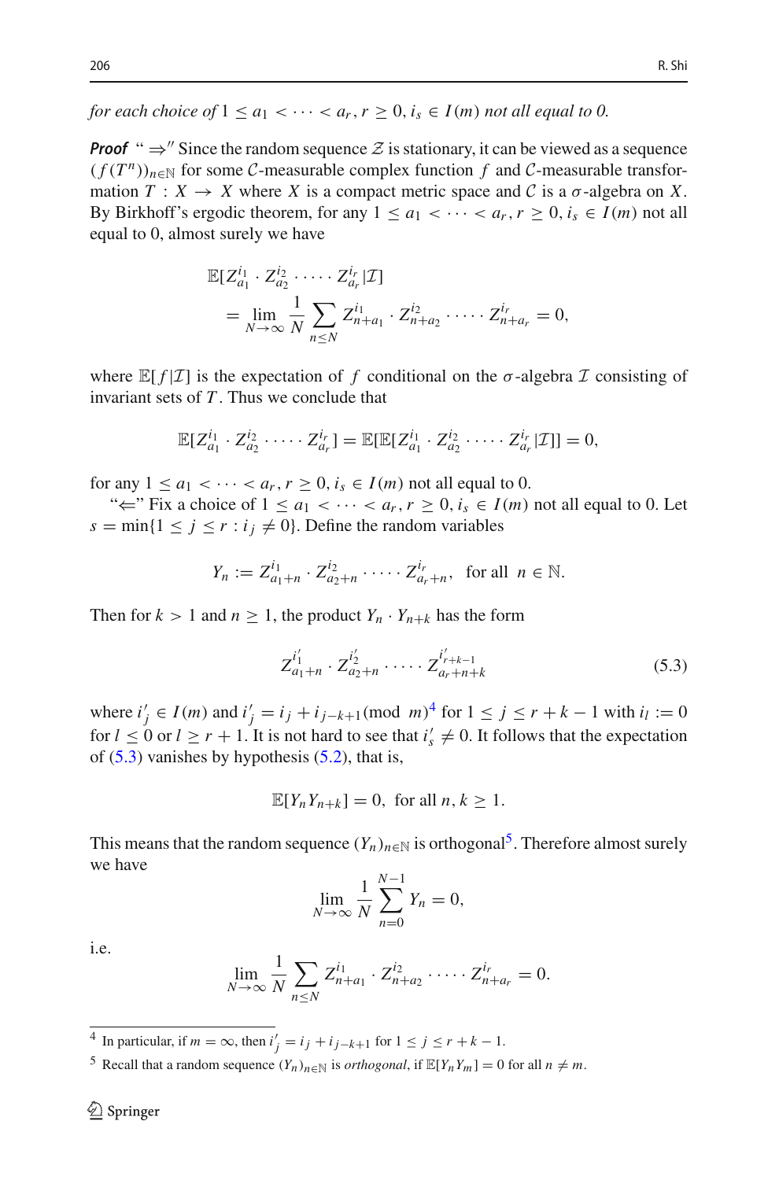*for each choice of* $1 \le a_1 < \cdots < a_r, r \ge 0, i_s \in I(m)$ *not all equal to 0.*

***Proof*** " $\Rightarrow$" Since the random sequence $\mathcal{Z}$ is stationary, it can be viewed as a sequence $(f(T^n))_{n\in\mathbb{N}}$ for some $\mathcal{C}$-measurable complex function $f$ and $\mathcal{C}$-measurable transformation $T : X \to X$ where $X$ is a compact metric space and $\mathcal{C}$ is a $\sigma$-algebra on $X$. By Birkhoff's ergodic theorem, for any $1 \le a_1 < \cdots < a_r, r \ge 0, i_s \in I(m)$ not all equal to 0, almost surely we have

$$\begin{aligned}
&\mathbb{E}[Z_{a_1}^{i_1} \cdot Z_{a_2}^{i_2} \cdot \cdots \cdot Z_{a_r}^{i_r} | \mathcal{I}] \\
&\quad = \lim_{N\to\infty} \frac{1}{N} \sum_{n \le N} Z_{n+a_1}^{i_1} \cdot Z_{n+a_2}^{i_2} \cdot \cdots \cdot Z_{n+a_r}^{i_r} = 0,
\end{aligned}$$

where $\mathbb{E}[f|\mathcal{I}]$ is the expectation of $f$ conditional on the $\sigma$-algebra $\mathcal{I}$ consisting of invariant sets of $T$. Thus we conclude that

$$\mathbb{E}[Z_{a_1}^{i_1} \cdot Z_{a_2}^{i_2} \cdot \cdots \cdot Z_{a_r}^{i_r}] = \mathbb{E}[\mathbb{E}[Z_{a_1}^{i_1} \cdot Z_{a_2}^{i_2} \cdot \cdots \cdot Z_{a_r}^{i_r} | \mathcal{I}]] = 0,$$

for any $1 \le a_1 < \cdots < a_r, r \ge 0, i_s \in I(m)$ not all equal to 0.

"$\Leftarrow$" Fix a choice of $1 \le a_1 < \cdots < a_r, r \ge 0, i_s \in I(m)$ not all equal to 0. Let $s = \min\{1 \le j \le r : i_j \ne 0\}$. Define the random variables

$$Y_n := Z_{a_1+n}^{i_1} \cdot Z_{a_2+n}^{i_2} \cdot \cdots \cdot Z_{a_r+n}^{i_r}, \text{ for all } n \in \mathbb{N}.$$

Then for $k > 1$ and $n \ge 1$, the product $Y_n \cdot Y_{n+k}$ has the form

$$Z_{a_1+n}^{i'_1} \cdot Z_{a_2+n}^{i'_2} \cdot \cdots \cdot Z_{a_r+n+k}^{i'_{r+k-1}} \tag{5.3}$$

where $i'_j \in I(m)$ and $i'_j = i_j + i_{j-k+1} (\text{mod } m)$[4] for $1 \le j \le r+k-1$ with $i_l := 0$ for $l \le 0$ or $l \ge r+1$. It is not hard to see that $i'_s \ne 0$. It follows that the expectation of (5.3) vanishes by hypothesis (5.2), that is,

$$\mathbb{E}[Y_n Y_{n+k}] = 0, \text{ for all } n, k \ge 1.$$

This means that the random sequence $(Y_n)_{n\in\mathbb{N}}$ is orthogonal[5]. Therefore almost surely we have

$$\lim_{N\to\infty} \frac{1}{N} \sum_{n=0}^{N-1} Y_n = 0,$$

i.e.

$$\lim_{N\to\infty} \frac{1}{N} \sum_{n \le N} Z_{n+a_1}^{i_1} \cdot Z_{n+a_2}^{i_2} \cdot \cdots \cdot Z_{n+a_r}^{i_r} = 0.$$

---

[4] In particular, if $m = \infty$, then $i'_j = i_j + i_{j-k+1}$ for $1 \le j \le r+k-1$.

[5] Recall that a random sequence $(Y_n)_{n\in\mathbb{N}}$ is *orthogonal*, if $\mathbb{E}[Y_n Y_m] = 0$ for all $n \ne m$.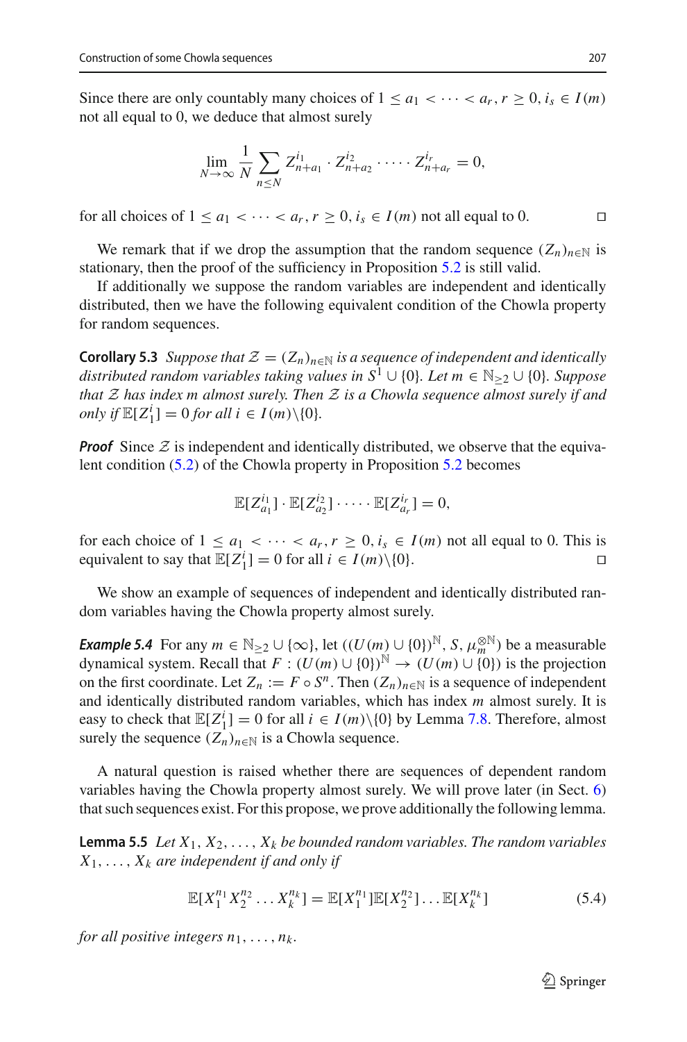Since there are only countably many choices of $1 \le a_1 < \cdots < a_r, r \ge 0, i_s \in I(m)$ not all equal to 0, we deduce that almost surely

$$\lim_{N\to\infty} \frac{1}{N} \sum_{n \le N} Z_{n+a_1}^{i_1} \cdot Z_{n+a_2}^{i_2} \cdot \cdots \cdot Z_{n+a_r}^{i_r} = 0,$$

for all choices of $1 \le a_1 < \cdots < a_r, r \ge 0, i_s \in I(m)$ not all equal to 0. □

We remark that if we drop the assumption that the random sequence $(Z_n)_{n\in\mathbb{N}}$ is stationary, then the proof of the sufficiency in Proposition 5.2 is still valid.

If additionally we suppose the random variables are independent and identically distributed, then we have the following equivalent condition of the Chowla property for random sequences.

**Corollary 5.3** *Suppose that $\mathcal{Z} = (Z_n)_{n\in\mathbb{N}}$ is a sequence of independent and identically distributed random variables taking values in $S^1 \cup \{0\}$. Let $m \in \mathbb{N}_{\ge 2} \cup \{0\}$. Suppose that $\mathcal{Z}$ has index $m$ almost surely. Then $\mathcal{Z}$ is a Chowla sequence almost surely if and only if $\mathbb{E}[Z_1^i] = 0$ for all $i \in I(m)\backslash\{0\}$.*

***Proof*** Since $\mathcal{Z}$ is independent and identically distributed, we observe that the equivalent condition (5.2) of the Chowla property in Proposition 5.2 becomes

$$\mathbb{E}[Z_{a_1}^{i_1}] \cdot \mathbb{E}[Z_{a_2}^{i_2}] \cdot \cdots \cdot \mathbb{E}[Z_{a_r}^{i_r}] = 0,$$

for each choice of $1 \le a_1 < \cdots < a_r, r \ge 0, i_s \in I(m)$ not all equal to 0. This is equivalent to say that $\mathbb{E}[Z_1^i] = 0$ for all $i \in I(m)\backslash\{0\}$. □

We show an example of sequences of independent and identically distributed random variables having the Chowla property almost surely.

***Example 5.4*** For any $m \in \mathbb{N}_{\ge 2} \cup \{\infty\}$, let $((U(m) \cup \{0\})^{\mathbb{N}}, S, \mu_m^{\otimes\mathbb{N}})$ be a measurable dynamical system. Recall that $F : (U(m) \cup \{0\})^{\mathbb{N}} \to (U(m) \cup \{0\})$ is the projection on the first coordinate. Let $Z_n := F \circ S^n$. Then $(Z_n)_{n\in\mathbb{N}}$ is a sequence of independent and identically distributed random variables, which has index $m$ almost surely. It is easy to check that $\mathbb{E}[Z_1^i] = 0$ for all $i \in I(m)\backslash\{0\}$ by Lemma 7.8. Therefore, almost surely the sequence $(Z_n)_{n\in\mathbb{N}}$ is a Chowla sequence.

A natural question is raised whether there are sequences of dependent random variables having the Chowla property almost surely. We will prove later (in Sect. 6) that such sequences exist. For this propose, we prove additionally the following lemma.

**Lemma 5.5** *Let $X_1, X_2, \ldots, X_k$ be bounded random variables. The random variables $X_1, \ldots, X_k$ are independent if and only if*

$$\mathbb{E}[X_1^{n_1} X_2^{n_2} \ldots X_k^{n_k}] = \mathbb{E}[X_1^{n_1}]\mathbb{E}[X_2^{n_2}] \ldots \mathbb{E}[X_k^{n_k}] \tag{5.4}$$

*for all positive integers $n_1, \ldots, n_k$.*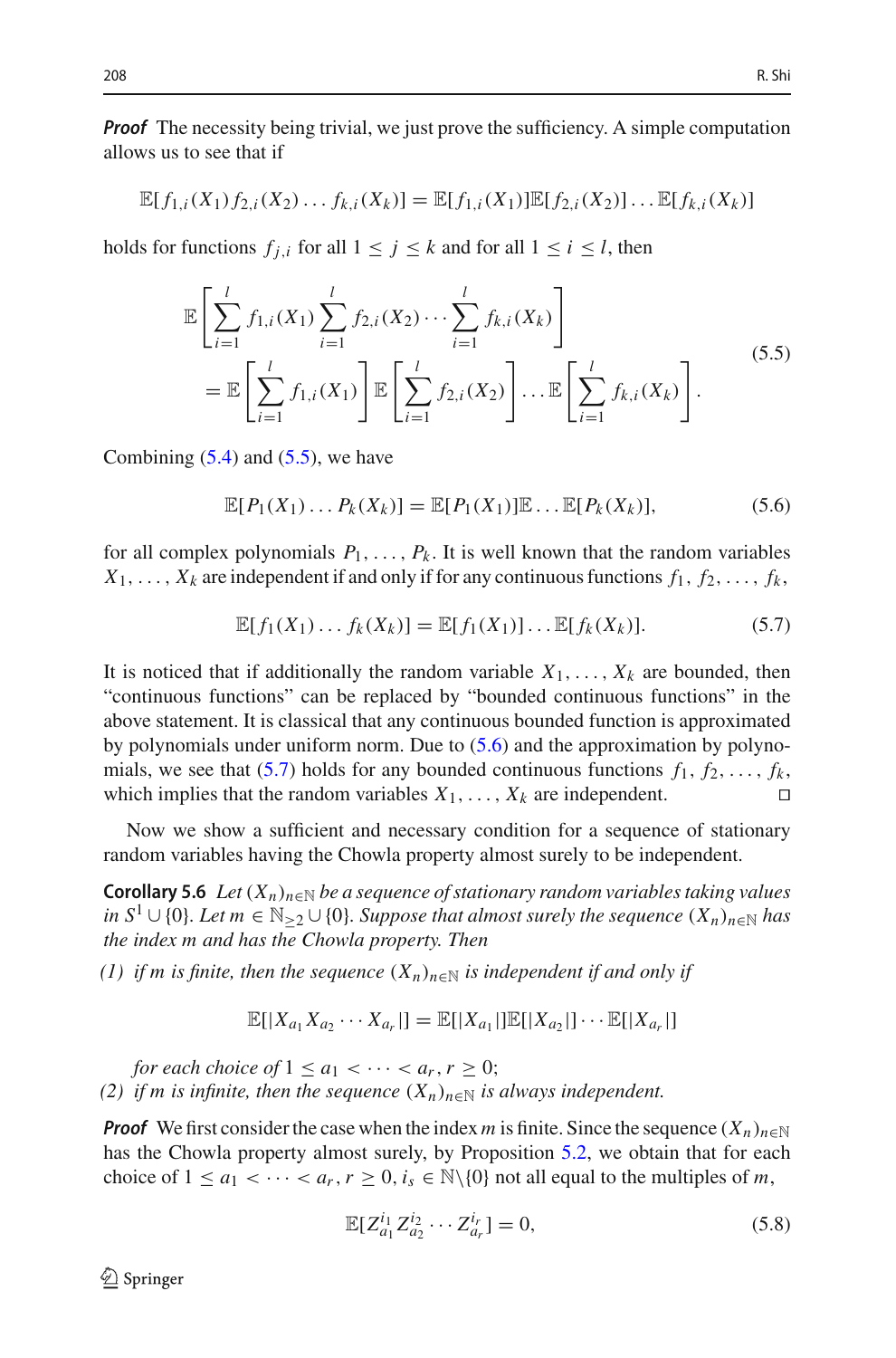***Proof*** The necessity being trivial, we just prove the sufficiency. A simple computation allows us to see that if

$$\mathbb{E}[f_{1,i}(X_1)f_{2,i}(X_2)\dots f_{k,i}(X_k)] = \mathbb{E}[f_{1,i}(X_1)]\mathbb{E}[f_{2,i}(X_2)]\dots\mathbb{E}[f_{k,i}(X_k)]$$

holds for functions $f_{j,i}$ for all $1 \le j \le k$ and for all $1 \le i \le l$, then

$$\begin{aligned}\mathbb{E}&\left[\sum_{i=1}^{l} f_{1,i}(X_1)\sum_{i=1}^{l} f_{2,i}(X_2)\cdots\sum_{i=1}^{l} f_{k,i}(X_k)\right]\\ &= \mathbb{E}\left[\sum_{i=1}^{l} f_{1,i}(X_1)\right]\mathbb{E}\left[\sum_{i=1}^{l} f_{2,i}(X_2)\right]\dots\mathbb{E}\left[\sum_{i=1}^{l} f_{k,i}(X_k)\right].\end{aligned} \tag{5.5}$$

Combining (5.4) and (5.5), we have

$$\mathbb{E}[P_1(X_1)\dots P_k(X_k)] = \mathbb{E}[P_1(X_1)]\mathbb{E}\dots\mathbb{E}[P_k(X_k)], \tag{5.6}$$

for all complex polynomials $P_1, \dots, P_k$. It is well known that the random variables $X_1, \dots, X_k$ are independent if and only if for any continuous functions $f_1, f_2, \dots, f_k$,

$$\mathbb{E}[f_1(X_1)\dots f_k(X_k)] = \mathbb{E}[f_1(X_1)]\dots\mathbb{E}[f_k(X_k)]. \tag{5.7}$$

It is noticed that if additionally the random variable $X_1, \dots, X_k$ are bounded, then "continuous functions" can be replaced by "bounded continuous functions" in the above statement. It is classical that any continuous bounded function is approximated by polynomials under uniform norm. Due to (5.6) and the approximation by polynomials, we see that (5.7) holds for any bounded continuous functions $f_1, f_2, \dots, f_k$, which implies that the random variables $X_1, \dots, X_k$ are independent. □

Now we show a sufficient and necessary condition for a sequence of stationary random variables having the Chowla property almost surely to be independent.

**Corollary 5.6** *Let $(X_n)_{n\in\mathbb{N}}$ be a sequence of stationary random variables taking values in $S^1 \cup \{0\}$. Let $m \in \mathbb{N}_{\ge 2} \cup \{0\}$. Suppose that almost surely the sequence $(X_n)_{n\in\mathbb{N}}$ has the index $m$ and has the Chowla property. Then*

*(1) if $m$ is finite, then the sequence $(X_n)_{n\in\mathbb{N}}$ is independent if and only if*

$$\mathbb{E}[|X_{a_1}X_{a_2}\cdots X_{a_r}|] = \mathbb{E}[|X_{a_1}|]\mathbb{E}[|X_{a_2}|]\cdots\mathbb{E}[|X_{a_r}|]$$

*for each choice of $1 \le a_1 < \cdots < a_r, r \ge 0$;*

*(2) if $m$ is infinite, then the sequence $(X_n)_{n\in\mathbb{N}}$ is always independent.*

***Proof*** We first consider the case when the index $m$ is finite. Since the sequence $(X_n)_{n\in\mathbb{N}}$ has the Chowla property almost surely, by Proposition 5.2, we obtain that for each choice of $1 \le a_1 < \cdots < a_r, r \ge 0, i_s \in \mathbb{N}\setminus\{0\}$ not all equal to the multiples of $m$,

$$\mathbb{E}[Z_{a_1}^{i_1} Z_{a_2}^{i_2}\cdots Z_{a_r}^{i_r}] = 0, \tag{5.8}$$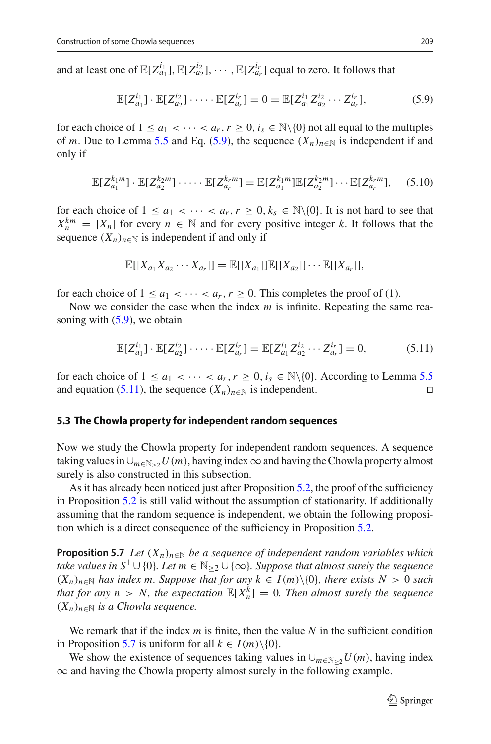and at least one of $\mathbb{E}[Z_{a_1}^{i_1}], \mathbb{E}[Z_{a_2}^{i_2}], \cdots, \mathbb{E}[Z_{a_r}^{i_r}]$ equal to zero. It follows that

$$\mathbb{E}[Z_{a_1}^{i_1}] \cdot \mathbb{E}[Z_{a_2}^{i_2}] \cdot \cdots \cdot \mathbb{E}[Z_{a_r}^{i_r}] = 0 = \mathbb{E}[Z_{a_1}^{i_1} Z_{a_2}^{i_2} \cdots Z_{a_r}^{i_r}], \tag{5.9}$$

for each choice of $1 \le a_1 < \cdots < a_r, r \ge 0, i_s \in \mathbb{N}\backslash\{0\}$ not all equal to the multiples of $m$. Due to Lemma 5.5 and Eq. (5.9), the sequence $(X_n)_{n\in\mathbb{N}}$ is independent if and only if

$$\mathbb{E}[Z_{a_1}^{k_1 m}] \cdot \mathbb{E}[Z_{a_2}^{k_2 m}] \cdot \cdots \cdot \mathbb{E}[Z_{a_r}^{k_r m}] = \mathbb{E}[Z_{a_1}^{k_1 m}]\mathbb{E}[Z_{a_2}^{k_2 m}] \cdots \mathbb{E}[Z_{a_r}^{k_r m}], \tag{5.10}$$

for each choice of $1 \le a_1 < \cdots < a_r, r \ge 0, k_s \in \mathbb{N}\backslash\{0\}$. It is not hard to see that $X_n^{km} = |X_n|$ for every $n \in \mathbb{N}$ and for every positive integer $k$. It follows that the sequence $(X_n)_{n\in\mathbb{N}}$ is independent if and only if

$$\mathbb{E}[|X_{a_1} X_{a_2} \cdots X_{a_r}|] = \mathbb{E}[|X_{a_1}|]\mathbb{E}[|X_{a_2}|] \cdots \mathbb{E}[|X_{a_r}|],$$

for each choice of $1 \le a_1 < \cdots < a_r, r \ge 0$. This completes the proof of (1).

Now we consider the case when the index $m$ is infinite. Repeating the same reasoning with (5.9), we obtain

$$\mathbb{E}[Z_{a_1}^{i_1}] \cdot \mathbb{E}[Z_{a_2}^{i_2}] \cdot \cdots \cdot \mathbb{E}[Z_{a_r}^{i_r}] = \mathbb{E}[Z_{a_1}^{i_1} Z_{a_2}^{i_2} \cdots Z_{a_r}^{i_r}] = 0, \tag{5.11}$$

for each choice of $1 \le a_1 < \cdots < a_r, r \ge 0, i_s \in \mathbb{N}\backslash\{0\}$. According to Lemma 5.5 and equation (5.11), the sequence $(X_n)_{n\in\mathbb{N}}$ is independent. □

### 5.3 The Chowla property for independent random sequences

Now we study the Chowla property for independent random sequences. A sequence taking values in $\cup_{m\in\mathbb{N}_{\ge 2}} U(m)$, having index $\infty$ and having the Chowla property almost surely is also constructed in this subsection.

As it has already been noticed just after Proposition 5.2, the proof of the sufficiency in Proposition 5.2 is still valid without the assumption of stationarity. If additionally assuming that the random sequence is independent, we obtain the following proposition which is a direct consequence of the sufficiency in Proposition 5.2.

**Proposition 5.7** *Let $(X_n)_{n\in\mathbb{N}}$ be a sequence of independent random variables which take values in $S^1 \cup \{0\}$. Let $m \in \mathbb{N}_{\ge 2} \cup \{\infty\}$. Suppose that almost surely the sequence $(X_n)_{n\in\mathbb{N}}$ has index $m$. Suppose that for any $k \in I(m)\backslash\{0\}$, there exists $N > 0$ such that for any $n > N$, the expectation $\mathbb{E}[X_n^k] = 0$. Then almost surely the sequence $(X_n)_{n\in\mathbb{N}}$ is a Chowla sequence.*

We remark that if the index $m$ is finite, then the value $N$ in the sufficient condition in Proposition 5.7 is uniform for all $k \in I(m)\backslash\{0\}$.

We show the existence of sequences taking values in $\cup_{m\in\mathbb{N}_{\ge 2}} U(m)$, having index $\infty$ and having the Chowla property almost surely in the following example.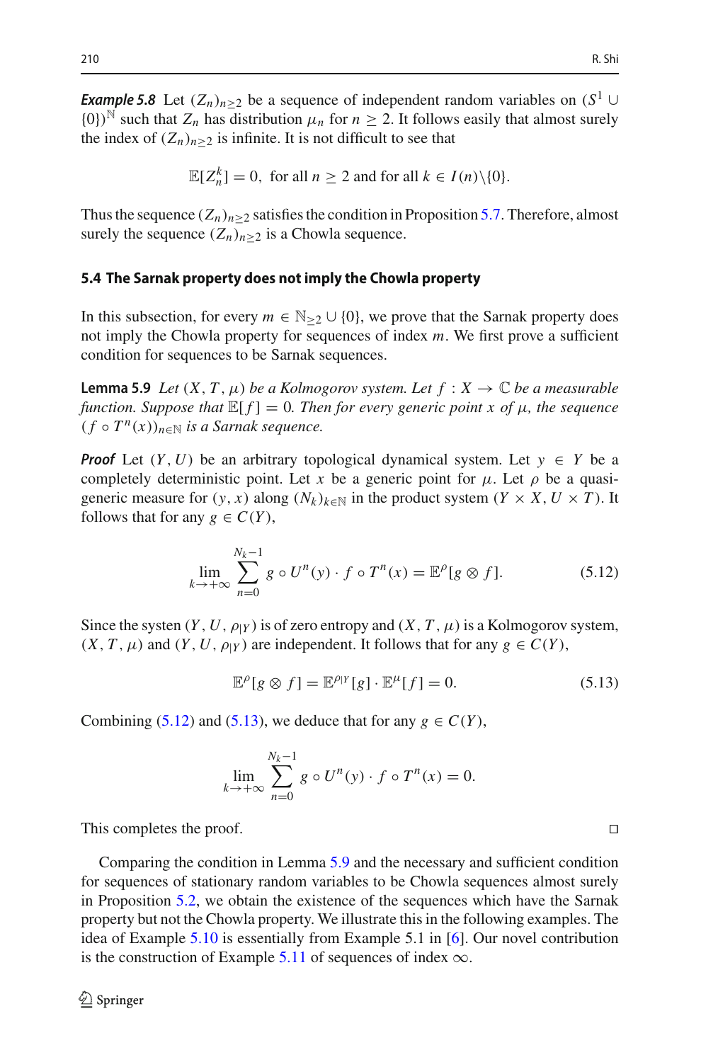***Example 5.8*** Let $(Z_n)_{n\geq 2}$ be a sequence of independent random variables on $(S^1 \cup \{0\})^{\mathbb{N}}$ such that $Z_n$ has distribution $\mu_n$ for $n \geq 2$. It follows easily that almost surely the index of $(Z_n)_{n\geq 2}$ is infinite. It is not difficult to see that

$$\mathbb{E}[Z_n^k] = 0, \text{ for all } n \geq 2 \text{ and for all } k \in I(n)\backslash\{0\}.$$

Thus the sequence $(Z_n)_{n\geq 2}$ satisfies the condition in Proposition 5.7. Therefore, almost surely the sequence $(Z_n)_{n\geq 2}$ is a Chowla sequence.

### 5.4 The Sarnak property does not imply the Chowla property

In this subsection, for every $m \in \mathbb{N}_{\geq 2} \cup \{0\}$, we prove that the Sarnak property does not imply the Chowla property for sequences of index $m$. We first prove a sufficient condition for sequences to be Sarnak sequences.

**Lemma 5.9** *Let $(X, T, \mu)$ be a Kolmogorov system. Let $f : X \to \mathbb{C}$ be a measurable function. Suppose that $\mathbb{E}[f] = 0$. Then for every generic point $x$ of $\mu$, the sequence $(f \circ T^n(x))_{n\in\mathbb{N}}$ is a Sarnak sequence.*

***Proof*** Let $(Y, U)$ be an arbitrary topological dynamical system. Let $y \in Y$ be a completely deterministic point. Let $x$ be a generic point for $\mu$. Let $\rho$ be a quasi-generic measure for $(y, x)$ along $(N_k)_{k\in\mathbb{N}}$ in the product system $(Y \times X, U \times T)$. It follows that for any $g \in C(Y)$,

$$\lim_{k\to+\infty} \sum_{n=0}^{N_k-1} g \circ U^n(y) \cdot f \circ T^n(x) = \mathbb{E}^{\rho}[g \otimes f]. \tag{5.12}$$

Since the systen $(Y, U, \rho_{|Y})$ is of zero entropy and $(X, T, \mu)$ is a Kolmogorov system, $(X, T, \mu)$ and $(Y, U, \rho_{|Y})$ are independent. It follows that for any $g \in C(Y)$,

$$\mathbb{E}^{\rho}[g \otimes f] = \mathbb{E}^{\rho_{|Y}}[g] \cdot \mathbb{E}^{\mu}[f] = 0. \tag{5.13}$$

Combining (5.12) and (5.13), we deduce that for any $g \in C(Y)$,

$$\lim_{k\to+\infty} \sum_{n=0}^{N_k-1} g \circ U^n(y) \cdot f \circ T^n(x) = 0.$$

This completes the proof. ◻

Comparing the condition in Lemma 5.9 and the necessary and sufficient condition for sequences of stationary random variables to be Chowla sequences almost surely in Proposition 5.2, we obtain the existence of the sequences which have the Sarnak property but not the Chowla property. We illustrate this in the following examples. The idea of Example 5.10 is essentially from Example 5.1 in [6]. Our novel contribution is the construction of Example 5.11 of sequences of index $\infty$.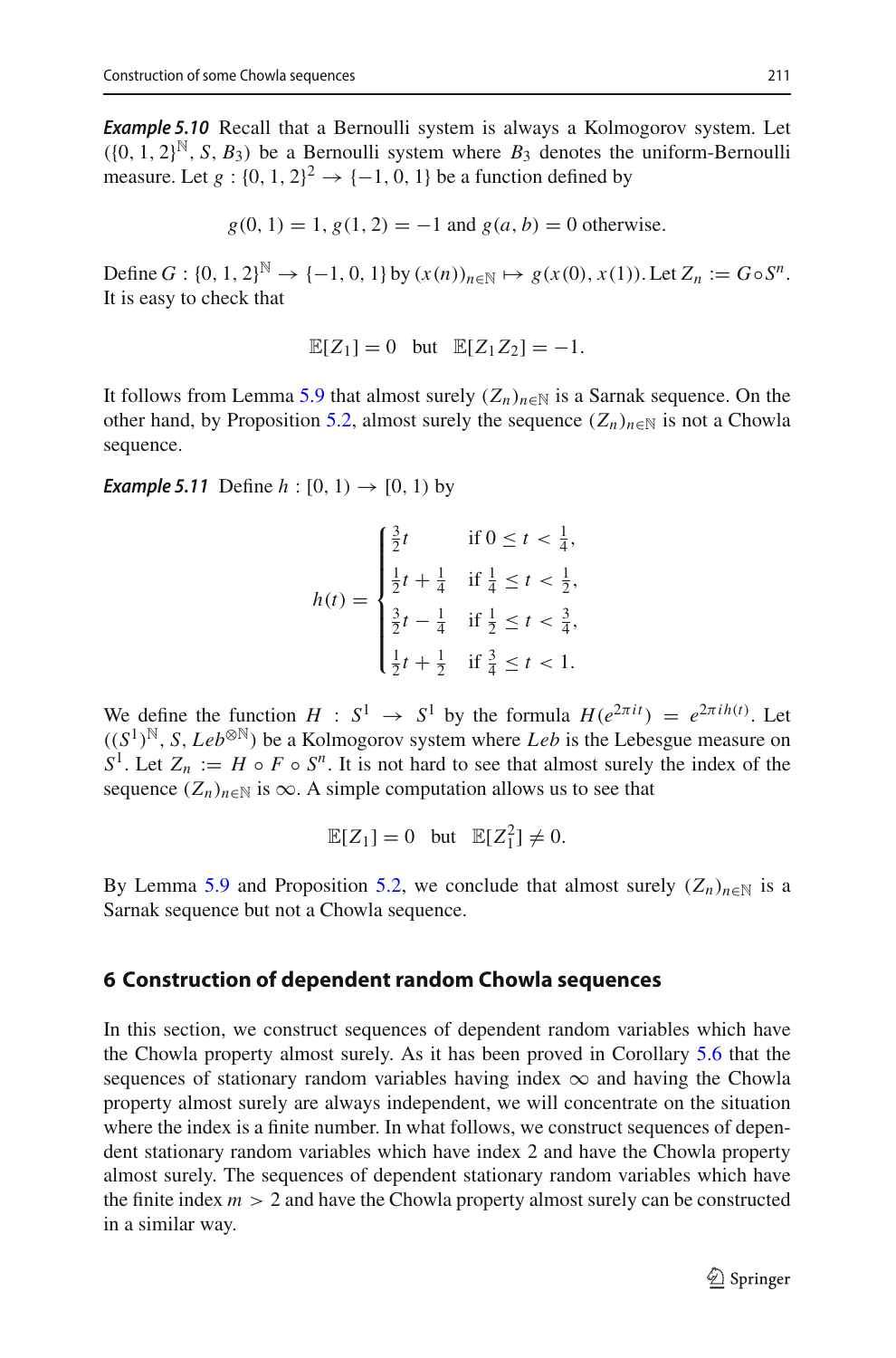***Example 5.10*** Recall that a Bernoulli system is always a Kolmogorov system. Let $(\{0,1,2\}^{\mathbb{N}}, S, B_3)$ be a Bernoulli system where $B_3$ denotes the uniform-Bernoulli measure. Let $g : \{0,1,2\}^2 \to \{-1,0,1\}$ be a function defined by

$$g(0,1) = 1, g(1,2) = -1 \text{ and } g(a,b) = 0 \text{ otherwise.}$$

Define $G : \{0,1,2\}^{\mathbb{N}} \to \{-1,0,1\}$ by $(x(n))_{n\in\mathbb{N}} \mapsto g(x(0), x(1))$. Let $Z_n := G \circ S^n$. It is easy to check that

$$\mathbb{E}[Z_1] = 0 \quad \text{but} \quad \mathbb{E}[Z_1 Z_2] = -1.$$

It follows from Lemma 5.9 that almost surely $(Z_n)_{n\in\mathbb{N}}$ is a Sarnak sequence. On the other hand, by Proposition 5.2, almost surely the sequence $(Z_n)_{n\in\mathbb{N}}$ is not a Chowla sequence.

***Example 5.11*** Define $h : [0,1) \to [0,1)$ by

$$h(t) = \begin{cases} \frac{3}{2}t & \text{if } 0 \le t < \frac{1}{4}, \\ \frac{1}{2}t + \frac{1}{4} & \text{if } \frac{1}{4} \le t < \frac{1}{2}, \\ \frac{3}{2}t - \frac{1}{4} & \text{if } \frac{1}{2} \le t < \frac{3}{4}, \\ \frac{1}{2}t + \frac{1}{2} & \text{if } \frac{3}{4} \le t < 1. \end{cases}$$

We define the function $H : S^1 \to S^1$ by the formula $H(e^{2\pi i t}) = e^{2\pi i h(t)}$. Let $((S^1)^{\mathbb{N}}, S, Leb^{\otimes\mathbb{N}})$ be a Kolmogorov system where $Leb$ is the Lebesgue measure on $S^1$. Let $Z_n := H \circ F \circ S^n$. It is not hard to see that almost surely the index of the sequence $(Z_n)_{n\in\mathbb{N}}$ is $\infty$. A simple computation allows us to see that

$$\mathbb{E}[Z_1] = 0 \quad \text{but} \quad \mathbb{E}[Z_1^2] \neq 0.$$

By Lemma 5.9 and Proposition 5.2, we conclude that almost surely $(Z_n)_{n\in\mathbb{N}}$ is a Sarnak sequence but not a Chowla sequence.

## 6 Construction of dependent random Chowla sequences

In this section, we construct sequences of dependent random variables which have the Chowla property almost surely. As it has been proved in Corollary 5.6 that the sequences of stationary random variables having index $\infty$ and having the Chowla property almost surely are always independent, we will concentrate on the situation where the index is a finite number. In what follows, we construct sequences of dependent stationary random variables which have index 2 and have the Chowla property almost surely. The sequences of dependent stationary random variables which have the finite index $m > 2$ and have the Chowla property almost surely can be constructed in a similar way.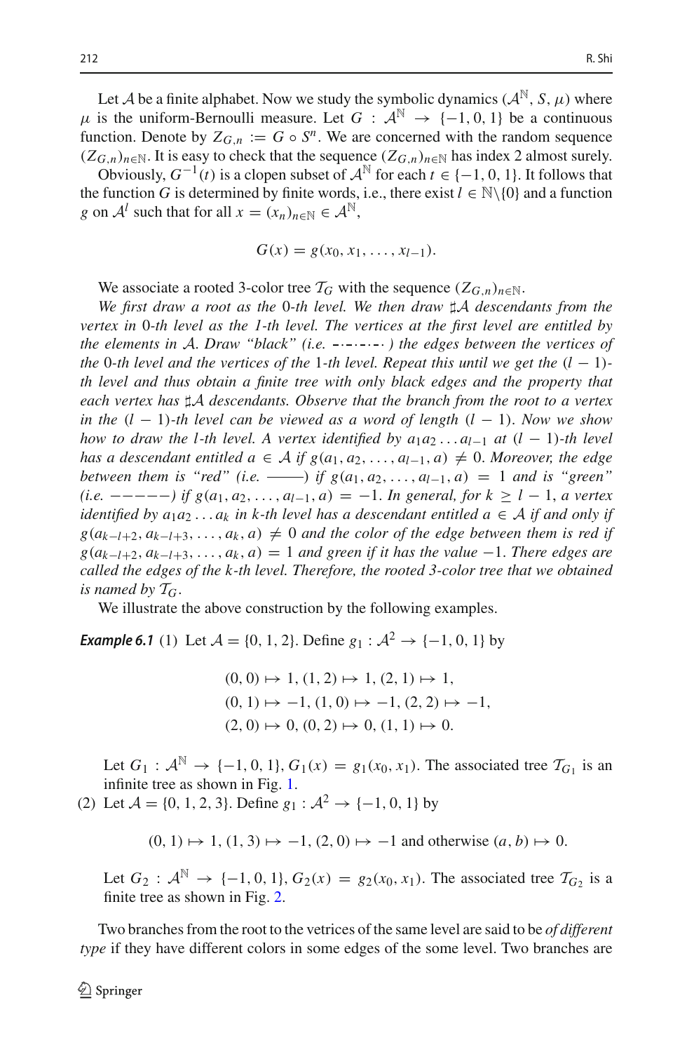Let $\mathcal{A}$ be a finite alphabet. Now we study the symbolic dynamics $(\mathcal{A}^{\mathbb{N}}, S, \mu)$ where $\mu$ is the uniform-Bernoulli measure. Let $G : \mathcal{A}^{\mathbb{N}} \to \{-1, 0, 1\}$ be a continuous function. Denote by $Z_{G,n} := G \circ S^n$. We are concerned with the random sequence $(Z_{G,n})_{n\in\mathbb{N}}$. It is easy to check that the sequence $(Z_{G,n})_{n\in\mathbb{N}}$ has index 2 almost surely.

Obviously, $G^{-1}(t)$ is a clopen subset of $\mathcal{A}^{\mathbb{N}}$ for each $t \in \{-1, 0, 1\}$. It follows that the function $G$ is determined by finite words, i.e., there exist $l \in \mathbb{N}\backslash\{0\}$ and a function $g$ on $\mathcal{A}^l$ such that for all $x = (x_n)_{n\in\mathbb{N}} \in \mathcal{A}^{\mathbb{N}}$,

$$G(x) = g(x_0, x_1, \ldots, x_{l-1}).$$

We associate a rooted 3-color tree $\mathcal{T}_G$ with the sequence $(Z_{G,n})_{n\in\mathbb{N}}$.

*We first draw a root as the 0-th level. We then draw $\sharp\mathcal{A}$ descendants from the vertex in 0-th level as the 1-th level. The vertices at the first level are entitled by the elements in $\mathcal{A}$. Draw "black" (i.e. $-\cdot-\cdot-\cdot-$) the edges between the vertices of the 0-th level and the vertices of the 1-th level. Repeat this until we get the $(l-1)$-th level and thus obtain a finite tree with only black edges and the property that each vertex has $\sharp\mathcal{A}$ descendants. Observe that the branch from the root to a vertex in the $(l-1)$-th level can be viewed as a word of length $(l-1)$. Now we show how to draw the l-th level. A vertex identified by $a_1a_2\ldots a_{l-1}$ at $(l-1)$-th level has a descendant entitled $a \in \mathcal{A}$ if $g(a_1, a_2, \ldots, a_{l-1}, a) \neq 0$. Moreover, the edge between them is "red" (i.e. ——) if $g(a_1, a_2, \ldots, a_{l-1}, a) = 1$ and is "green" (i.e. $-----$) if $g(a_1, a_2, \ldots, a_{l-1}, a) = -1$. In general, for $k \geq l-1$, a vertex identified by $a_1a_2\ldots a_k$ in k-th level has a descendant entitled $a \in \mathcal{A}$ if and only if $g(a_{k-l+2}, a_{k-l+3}, \ldots, a_k, a) \neq 0$ and the color of the edge between them is red if $g(a_{k-l+2}, a_{k-l+3}, \ldots, a_k, a) = 1$ and green if it has the value $-1$. There edges are called the edges of the k-th level. Therefore, the rooted 3-color tree that we obtained is named by $\mathcal{T}_G$.*

We illustrate the above construction by the following examples.

***Example 6.1*** (1) Let $\mathcal{A} = \{0, 1, 2\}$. Define $g_1 : \mathcal{A}^2 \to \{-1, 0, 1\}$ by

$$\begin{aligned}
&(0,0) \mapsto 1, (1,2) \mapsto 1, (2,1) \mapsto 1,\\
&(0,1) \mapsto -1, (1,0) \mapsto -1, (2,2) \mapsto -1,\\
&(2,0) \mapsto 0, (0,2) \mapsto 0, (1,1) \mapsto 0.
\end{aligned}$$

Let $G_1 : \mathcal{A}^{\mathbb{N}} \to \{-1, 0, 1\}, G_1(x) = g_1(x_0, x_1)$. The associated tree $\mathcal{T}_{G_1}$ is an infinite tree as shown in Fig. 1.

(2) Let $\mathcal{A} = \{0, 1, 2, 3\}$. Define $g_1 : \mathcal{A}^2 \to \{-1, 0, 1\}$ by

$$(0,1) \mapsto 1, (1,3) \mapsto -1, (2,0) \mapsto -1 \text{ and otherwise } (a,b) \mapsto 0.$$

Let $G_2 : \mathcal{A}^{\mathbb{N}} \to \{-1, 0, 1\}, G_2(x) = g_2(x_0, x_1)$. The associated tree $\mathcal{T}_{G_2}$ is a finite tree as shown in Fig. 2.

Two branches from the root to the vetrices of the same level are said to be *of different type* if they have different colors in some edges of the some level. Two branches are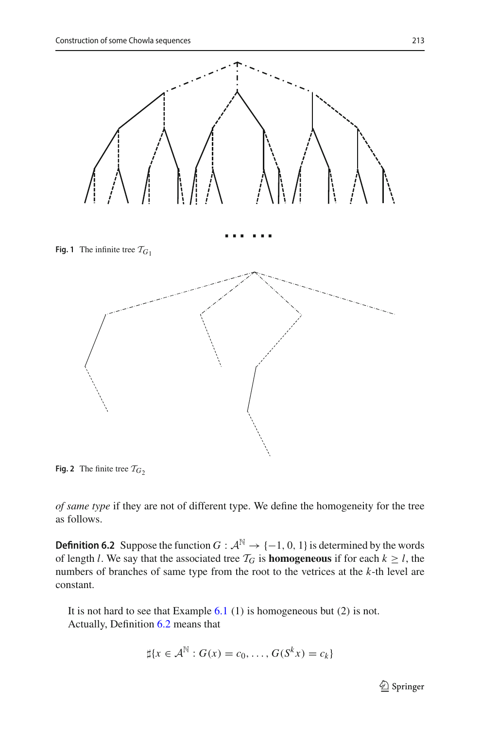Fig. 1 The infinite tree $\mathcal{T}_{G_1}$

Fig. 2 The finite tree $\mathcal{T}_{G_2}$

*of same type* if they are not of different type. We define the homogeneity for the tree as follows.

**Definition 6.2** Suppose the function $G : \mathcal{A}^{\mathbb{N}} \to \{-1, 0, 1\}$ is determined by the words of length $l$. We say that the associated tree $\mathcal{T}_G$ is **homogeneous** if for each $k \geq l$, the numbers of branches of same type from the root to the vetrices at the $k$-th level are constant.

It is not hard to see that Example 6.1 (1) is homogeneous but (2) is not.

Actually, Definition 6.2 means that

$$\sharp\{x \in \mathcal{A}^{\mathbb{N}} : G(x) = c_0, \ldots, G(S^k x) = c_k\}$$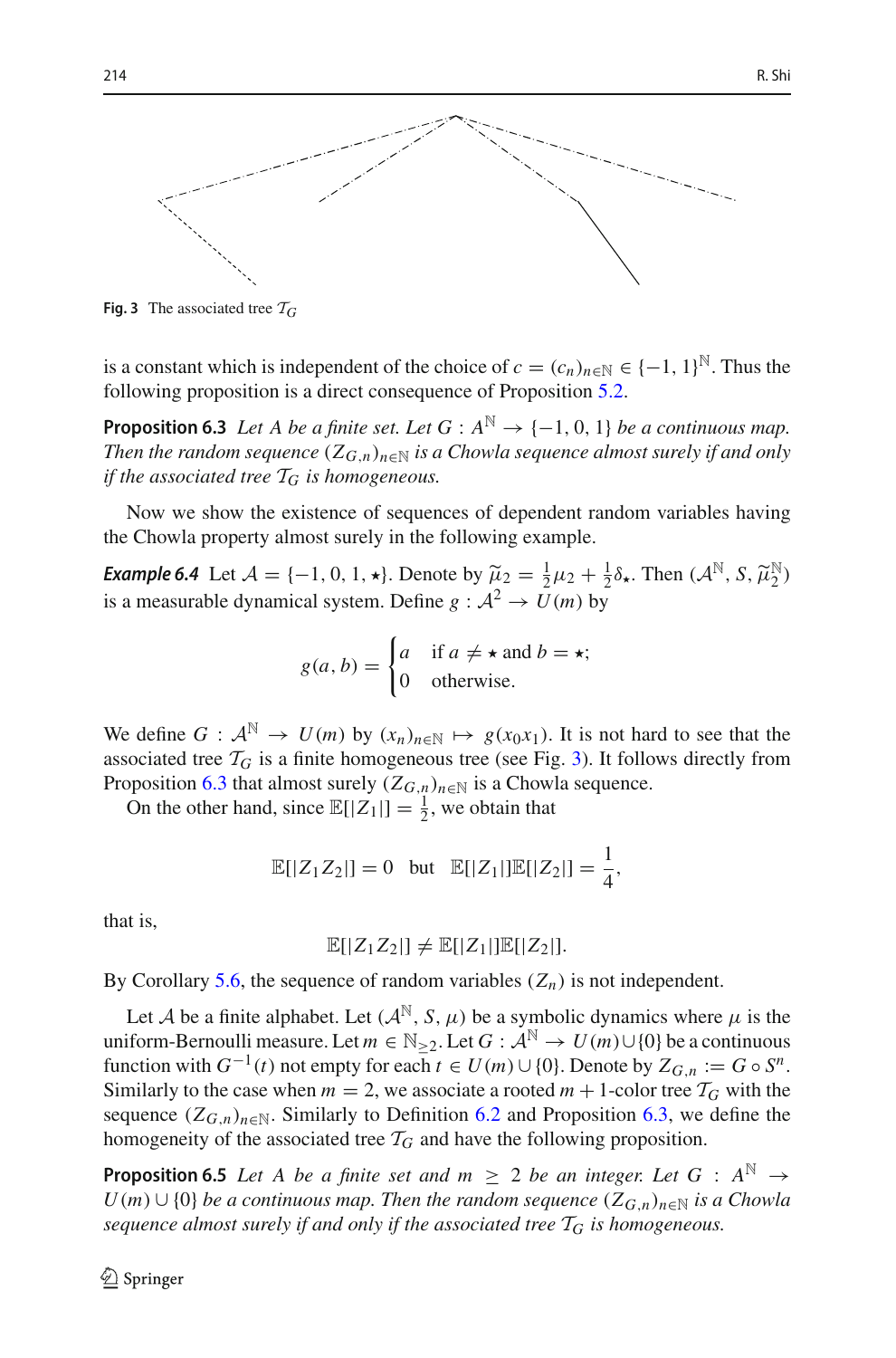Fig. 3 The associated tree $\mathcal{T}_G$

is a constant which is independent of the choice of $c = (c_n)_{n\in\mathbb{N}} \in \{-1, 1\}^{\mathbb{N}}$. Thus the following proposition is a direct consequence of Proposition 5.2.

**Proposition 6.3** *Let $A$ be a finite set. Let $G : A^{\mathbb{N}} \to \{-1, 0, 1\}$ be a continuous map. Then the random sequence $(Z_{G,n})_{n\in\mathbb{N}}$ is a Chowla sequence almost surely if and only if the associated tree $\mathcal{T}_G$ is homogeneous.*

Now we show the existence of sequences of dependent random variables having the Chowla property almost surely in the following example.

***Example 6.4*** Let $\mathcal{A} = \{-1, 0, 1, \star\}$. Denote by $\widetilde{\mu}_2 = \frac{1}{2}\mu_2 + \frac{1}{2}\delta_\star$. Then $(\mathcal{A}^{\mathbb{N}}, S, \widetilde{\mu}_2^{\mathbb{N}})$ is a measurable dynamical system. Define $g : \mathcal{A}^2 \to U(m)$ by

$$g(a, b) = \begin{cases} a & \text{if } a \neq \star \text{ and } b = \star; \\ 0 & \text{otherwise.} \end{cases}$$

We define $G : \mathcal{A}^{\mathbb{N}} \to U(m)$ by $(x_n)_{n\in\mathbb{N}} \mapsto g(x_0x_1)$. It is not hard to see that the associated tree $\mathcal{T}_G$ is a finite homogeneous tree (see Fig. 3). It follows directly from Proposition 6.3 that almost surely $(Z_{G,n})_{n\in\mathbb{N}}$ is a Chowla sequence.

On the other hand, since $\mathbb{E}[|Z_1|] = \frac{1}{2}$, we obtain that

$$\mathbb{E}[|Z_1Z_2|] = 0 \quad \text{but} \quad \mathbb{E}[|Z_1|]\mathbb{E}[|Z_2|] = \frac{1}{4},$$

that is,

$$\mathbb{E}[|Z_1Z_2|] \neq \mathbb{E}[|Z_1|]\mathbb{E}[|Z_2|].$$

By Corollary 5.6, the sequence of random variables $(Z_n)$ is not independent.

Let $\mathcal{A}$ be a finite alphabet. Let $(\mathcal{A}^{\mathbb{N}}, S, \mu)$ be a symbolic dynamics where $\mu$ is the uniform-Bernoulli measure. Let $m \in \mathbb{N}_{\geq 2}$. Let $G : \mathcal{A}^{\mathbb{N}} \to U(m) \cup \{0\}$ be a continuous function with $G^{-1}(t)$ not empty for each $t \in U(m) \cup \{0\}$. Denote by $Z_{G,n} := G \circ S^n$. Similarly to the case when $m = 2$, we associate a rooted $m + 1$-color tree $\mathcal{T}_G$ with the sequence $(Z_{G,n})_{n\in\mathbb{N}}$. Similarly to Definition 6.2 and Proposition 6.3, we define the homogeneity of the associated tree $\mathcal{T}_G$ and have the following proposition.

**Proposition 6.5** *Let $A$ be a finite set and $m \geq 2$ be an integer. Let $G : A^{\mathbb{N}} \to U(m) \cup \{0\}$ be a continuous map. Then the random sequence $(Z_{G,n})_{n\in\mathbb{N}}$ is a Chowla sequence almost surely if and only if the associated tree $\mathcal{T}_G$ is homogeneous.*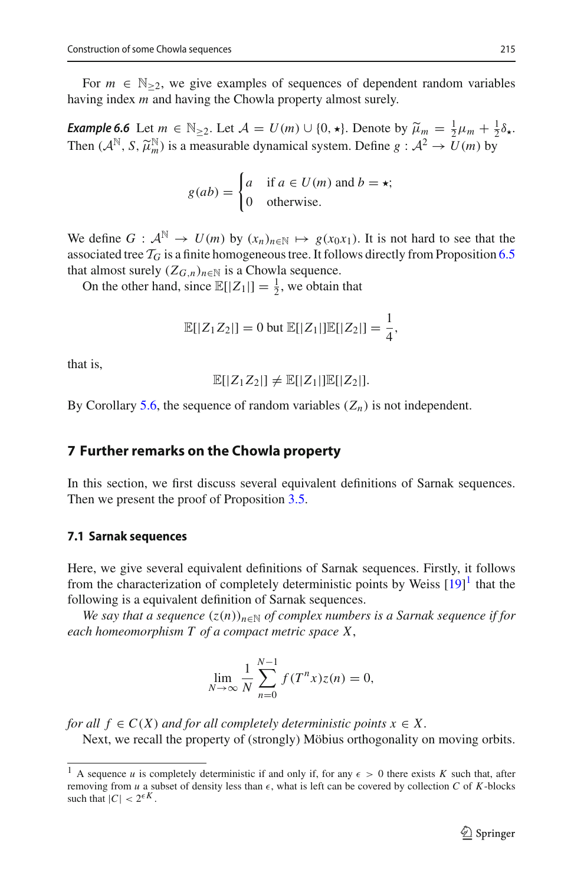For $m \in \mathbb{N}_{\geq 2}$, we give examples of sequences of dependent random variables having index $m$ and having the Chowla property almost surely.

***Example 6.6*** Let $m \in \mathbb{N}_{\geq 2}$. Let $\mathcal{A} = U(m) \cup \{0, \star\}$. Denote by $\widetilde{\mu}_m = \frac{1}{2}\mu_m + \frac{1}{2}\delta_\star$. Then $(\mathcal{A}^{\mathbb{N}}, S, \widetilde{\mu}_m^{\mathbb{N}})$ is a measurable dynamical system. Define $g : \mathcal{A}^2 \to U(m)$ by

$$g(ab) = \begin{cases} a & \text{if } a \in U(m) \text{ and } b = \star; \\ 0 & \text{otherwise.} \end{cases}$$

We define $G : \mathcal{A}^{\mathbb{N}} \to U(m)$ by $(x_n)_{n\in\mathbb{N}} \mapsto g(x_0 x_1)$. It is not hard to see that the associated tree $\mathcal{T}_G$ is a finite homogeneous tree. It follows directly from Proposition 6.5 that almost surely $(Z_{G,n})_{n\in\mathbb{N}}$ is a Chowla sequence.

On the other hand, since $\mathbb{E}[|Z_1|] = \frac{1}{2}$, we obtain that

$$\mathbb{E}[|Z_1 Z_2|] = 0 \text{ but } \mathbb{E}[|Z_1|]\mathbb{E}[|Z_2|] = \frac{1}{4},$$

that is,

$$\mathbb{E}[|Z_1 Z_2|] \neq \mathbb{E}[|Z_1|]\mathbb{E}[|Z_2|].$$

By Corollary 5.6, the sequence of random variables $(Z_n)$ is not independent.

## 7 Further remarks on the Chowla property

In this section, we first discuss several equivalent definitions of Sarnak sequences. Then we present the proof of Proposition 3.5.

### 7.1 Sarnak sequences

Here, we give several equivalent definitions of Sarnak sequences. Firstly, it follows from the characterization of completely deterministic points by Weiss [19][1] that the following is a equivalent definition of Sarnak sequences.

*We say that a sequence $(z(n))_{n\in\mathbb{N}}$ of complex numbers is a Sarnak sequence if for each homeomorphism $T$ of a compact metric space $X$,*

$$\lim_{N\to\infty} \frac{1}{N} \sum_{n=0}^{N-1} f(T^n x) z(n) = 0,$$

*for all $f \in C(X)$ and for all completely deterministic points $x \in X$.*

Next, we recall the property of (strongly) Möbius orthogonality on moving orbits.

[1] A sequence $u$ is completely deterministic if and only if, for any $\epsilon > 0$ there exists $K$ such that, after removing from $u$ a subset of density less than $\epsilon$, what is left can be covered by collection $C$ of $K$-blocks such that $|C| < 2^{\epsilon K}$.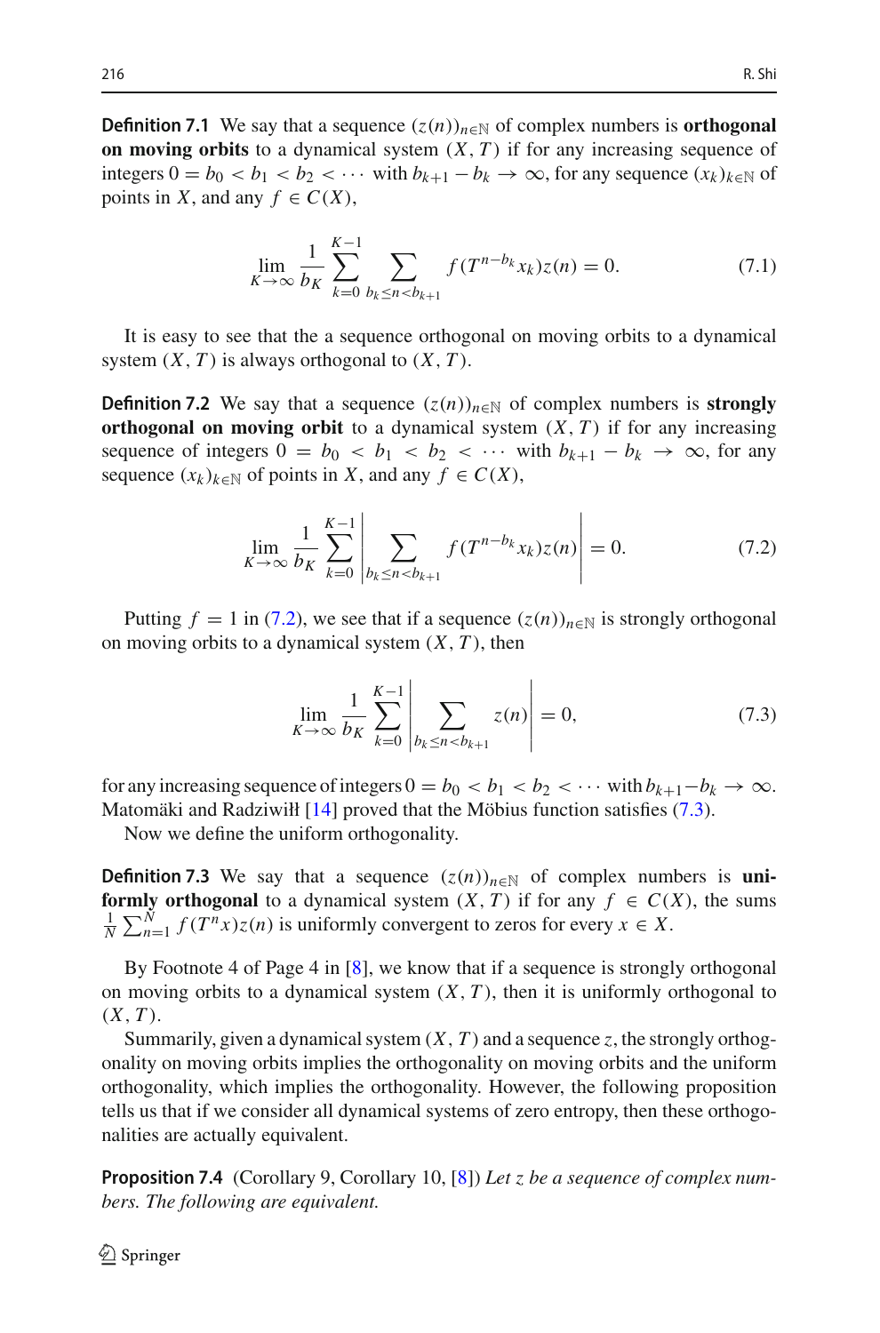**Definition 7.1** We say that a sequence $(z(n))_{n\in\mathbb{N}}$ of complex numbers is **orthogonal on moving orbits** to a dynamical system $(X, T)$ if for any increasing sequence of integers $0 = b_0 < b_1 < b_2 < \cdots$ with $b_{k+1} - b_k \to \infty$, for any sequence $(x_k)_{k\in\mathbb{N}}$ of points in $X$, and any $f \in C(X)$,

$$\lim_{K\to\infty} \frac{1}{b_K} \sum_{k=0}^{K-1} \sum_{b_k \le n < b_{k+1}} f(T^{n-b_k} x_k) z(n) = 0. \tag{7.1}$$

It is easy to see that the a sequence orthogonal on moving orbits to a dynamical system $(X, T)$ is always orthogonal to $(X, T)$.

**Definition 7.2** We say that a sequence $(z(n))_{n\in\mathbb{N}}$ of complex numbers is **strongly orthogonal on moving orbit** to a dynamical system $(X, T)$ if for any increasing sequence of integers $0 = b_0 < b_1 < b_2 < \cdots$ with $b_{k+1} - b_k \to \infty$, for any sequence $(x_k)_{k\in\mathbb{N}}$ of points in $X$, and any $f \in C(X)$,

$$\lim_{K\to\infty} \frac{1}{b_K} \sum_{k=0}^{K-1} \left| \sum_{b_k \le n < b_{k+1}} f(T^{n-b_k} x_k) z(n) \right| = 0. \tag{7.2}$$

Putting $f = 1$ in (7.2), we see that if a sequence $(z(n))_{n\in\mathbb{N}}$ is strongly orthogonal on moving orbits to a dynamical system $(X, T)$, then

$$\lim_{K\to\infty} \frac{1}{b_K} \sum_{k=0}^{K-1} \left| \sum_{b_k \le n < b_{k+1}} z(n) \right| = 0, \tag{7.3}$$

for any increasing sequence of integers $0 = b_0 < b_1 < b_2 < \cdots$ with $b_{k+1} - b_k \to \infty$. Matomäki and Radziwiłł [14] proved that the Möbius function satisfies (7.3).

Now we define the uniform orthogonality.

**Definition 7.3** We say that a sequence $(z(n))_{n\in\mathbb{N}}$ of complex numbers is **uniformly orthogonal** to a dynamical system $(X, T)$ if for any $f \in C(X)$, the sums $\frac{1}{N} \sum_{n=1}^{N} f(T^n x) z(n)$ is uniformly convergent to zeros for every $x \in X$.

By Footnote 4 of Page 4 in [8], we know that if a sequence is strongly orthogonal on moving orbits to a dynamical system $(X, T)$, then it is uniformly orthogonal to $(X, T)$.

Summarily, given a dynamical system $(X, T)$ and a sequence $z$, the strongly orthogonality on moving orbits implies the orthogonality on moving orbits and the uniform orthogonality, which implies the orthogonality. However, the following proposition tells us that if we consider all dynamical systems of zero entropy, then these orthogonalities are actually equivalent.

**Proposition 7.4** (Corollary 9, Corollary 10, [8]) *Let $z$ be a sequence of complex numbers. The following are equivalent.*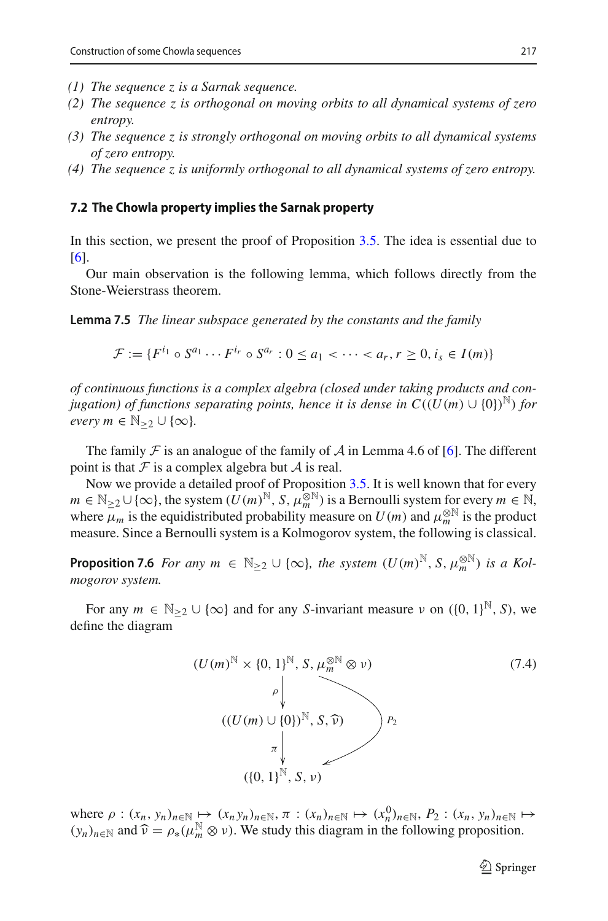*(1) The sequence $z$ is a Sarnak sequence.*

*(2) The sequence $z$ is orthogonal on moving orbits to all dynamical systems of zero entropy.*

*(3) The sequence $z$ is strongly orthogonal on moving orbits to all dynamical systems of zero entropy.*

*(4) The sequence $z$ is uniformly orthogonal to all dynamical systems of zero entropy.*

### 7.2 The Chowla property implies the Sarnak property

In this section, we present the proof of Proposition 3.5. The idea is essential due to [6].

Our main observation is the following lemma, which follows directly from the Stone-Weierstrass theorem.

**Lemma 7.5** *The linear subspace generated by the constants and the family*

$$\mathcal{F} := \{F^{i_1} \circ S^{a_1} \cdots F^{i_r} \circ S^{a_r} : 0 \leq a_1 < \cdots < a_r, r \geq 0, i_s \in I(m)\}$$

*of continuous functions is a complex algebra (closed under taking products and conjugation) of functions separating points, hence it is dense in $C((U(m) \cup \{0\})^{\mathbb{N}})$ for every $m \in \mathbb{N}_{\geq 2} \cup \{\infty\}$.*

The family $\mathcal{F}$ is an analogue of the family of $\mathcal{A}$ in Lemma 4.6 of [6]. The different point is that $\mathcal{F}$ is a complex algebra but $\mathcal{A}$ is real.

Now we provide a detailed proof of Proposition 3.5. It is well known that for every $m \in \mathbb{N}_{\geq 2} \cup \{\infty\}$, the system $(U(m)^{\mathbb{N}}, S, \mu_m^{\otimes \mathbb{N}})$ is a Bernoulli system for every $m \in \mathbb{N}$, where $\mu_m$ is the equidistributed probability measure on $U(m)$ and $\mu_m^{\otimes \mathbb{N}}$ is the product measure. Since a Bernoulli system is a Kolmogorov system, the following is classical.

**Proposition 7.6** *For any $m \in \mathbb{N}_{\geq 2} \cup \{\infty\}$, the system $(U(m)^{\mathbb{N}}, S, \mu_m^{\otimes \mathbb{N}})$ is a Kolmogorov system.*

For any $m \in \mathbb{N}_{\geq 2} \cup \{\infty\}$ and for any $S$-invariant measure $\nu$ on $(\{0, 1\}^{\mathbb{N}}, S)$, we define the diagram

$$\begin{array}{c}
(U(m)^{\mathbb{N}} \times \{0, 1\}^{\mathbb{N}}, S, \mu_m^{\otimes \mathbb{N}} \otimes \nu) \\
\downarrow \rho \\
((U(m) \cup \{0\})^{\mathbb{N}}, S, \widehat{\nu}) \\
\downarrow \pi \\
(\{0, 1\}^{\mathbb{N}}, S, \nu)
\end{array} \qquad P_2 : (U(m)^{\mathbb{N}} \times \{0, 1\}^{\mathbb{N}}) \to \{0, 1\}^{\mathbb{N}} \tag{7.4}$$

where $\rho : (x_n, y_n)_{n \in \mathbb{N}} \mapsto (x_n y_n)_{n \in \mathbb{N}}$, $\pi : (x_n)_{n \in \mathbb{N}} \mapsto (x_n^0)_{n \in \mathbb{N}}$, $P_2 : (x_n, y_n)_{n \in \mathbb{N}} \mapsto (y_n)_{n \in \mathbb{N}}$ and $\widehat{\nu} = \rho_*(\mu_m^{\mathbb{N}} \otimes \nu)$. We study this diagram in the following proposition.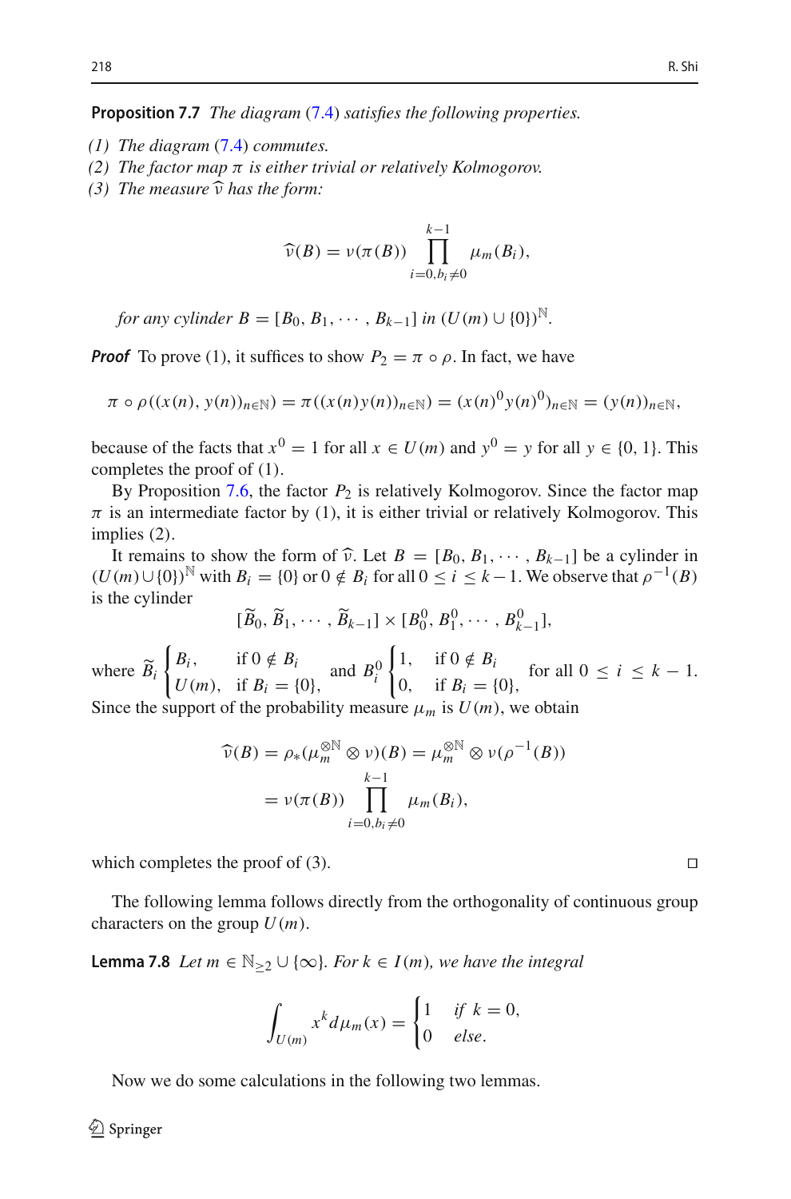**Proposition 7.7** *The diagram (7.4) satisfies the following properties.*

*(1) The diagram (7.4) commutes.*
*(2) The factor map $\pi$ is either trivial or relatively Kolmogorov.*
*(3) The measure $\widehat{\nu}$ has the form:*

$$\widehat{\nu}(B) = \nu(\pi(B)) \prod_{i=0, b_i \neq 0}^{k-1} \mu_m(B_i),$$

*for any cylinder $B = [B_0, B_1, \cdots, B_{k-1}]$ in $(U(m) \cup \{0\})^{\mathbb{N}}$.*

***Proof*** To prove (1), it suffices to show $P_2 = \pi \circ \rho$. In fact, we have

$$\pi \circ \rho((x(n), y(n))_{n \in \mathbb{N}}) = \pi((x(n)y(n))_{n \in \mathbb{N}}) = (x(n)^0 y(n)^0)_{n \in \mathbb{N}} = (y(n))_{n \in \mathbb{N}},$$

because of the facts that $x^0 = 1$ for all $x \in U(m)$ and $y^0 = y$ for all $y \in \{0, 1\}$. This completes the proof of (1).

By Proposition 7.6, the factor $P_2$ is relatively Kolmogorov. Since the factor map $\pi$ is an intermediate factor by (1), it is either trivial or relatively Kolmogorov. This implies (2).

It remains to show the form of $\widehat{\nu}$. Let $B = [B_0, B_1, \cdots, B_{k-1}]$ be a cylinder in $(U(m) \cup \{0\})^{\mathbb{N}}$ with $B_i = \{0\}$ or $0 \notin B_i$ for all $0 \leq i \leq k-1$. We observe that $\rho^{-1}(B)$ is the cylinder

$$[\widetilde{B}_0, \widetilde{B}_1, \cdots, \widetilde{B}_{k-1}] \times [B_0^0, B_1^0, \cdots, B_{k-1}^0],$$

where $\widetilde{B}_i \begin{cases} B_i, & \text{if } 0 \notin B_i \\ U(m), & \text{if } B_i = \{0\}, \end{cases}$ and $B_i^0 \begin{cases} 1, & \text{if } 0 \notin B_i \\ 0, & \text{if } B_i = \{0\}, \end{cases}$ for all $0 \leq i \leq k-1$.
Since the support of the probability measure $\mu_m$ is $U(m)$, we obtain

$$\begin{aligned}
\widehat{\nu}(B) &= \rho_*(\mu_m^{\otimes \mathbb{N}} \otimes \nu)(B) = \mu_m^{\otimes \mathbb{N}} \otimes \nu(\rho^{-1}(B)) \\
&= \nu(\pi(B)) \prod_{i=0, b_i \neq 0}^{k-1} \mu_m(B_i),
\end{aligned}$$

which completes the proof of (3). □

The following lemma follows directly from the orthogonality of continuous group characters on the group $U(m)$.

**Lemma 7.8** *Let $m \in \mathbb{N}_{\geq 2} \cup \{\infty\}$. For $k \in I(m)$, we have the integral*

$$\int_{U(m)} x^k d\mu_m(x) = \begin{cases} 1 & \text{if } k = 0, \\ 0 & \text{else.} \end{cases}$$

Now we do some calculations in the following two lemmas.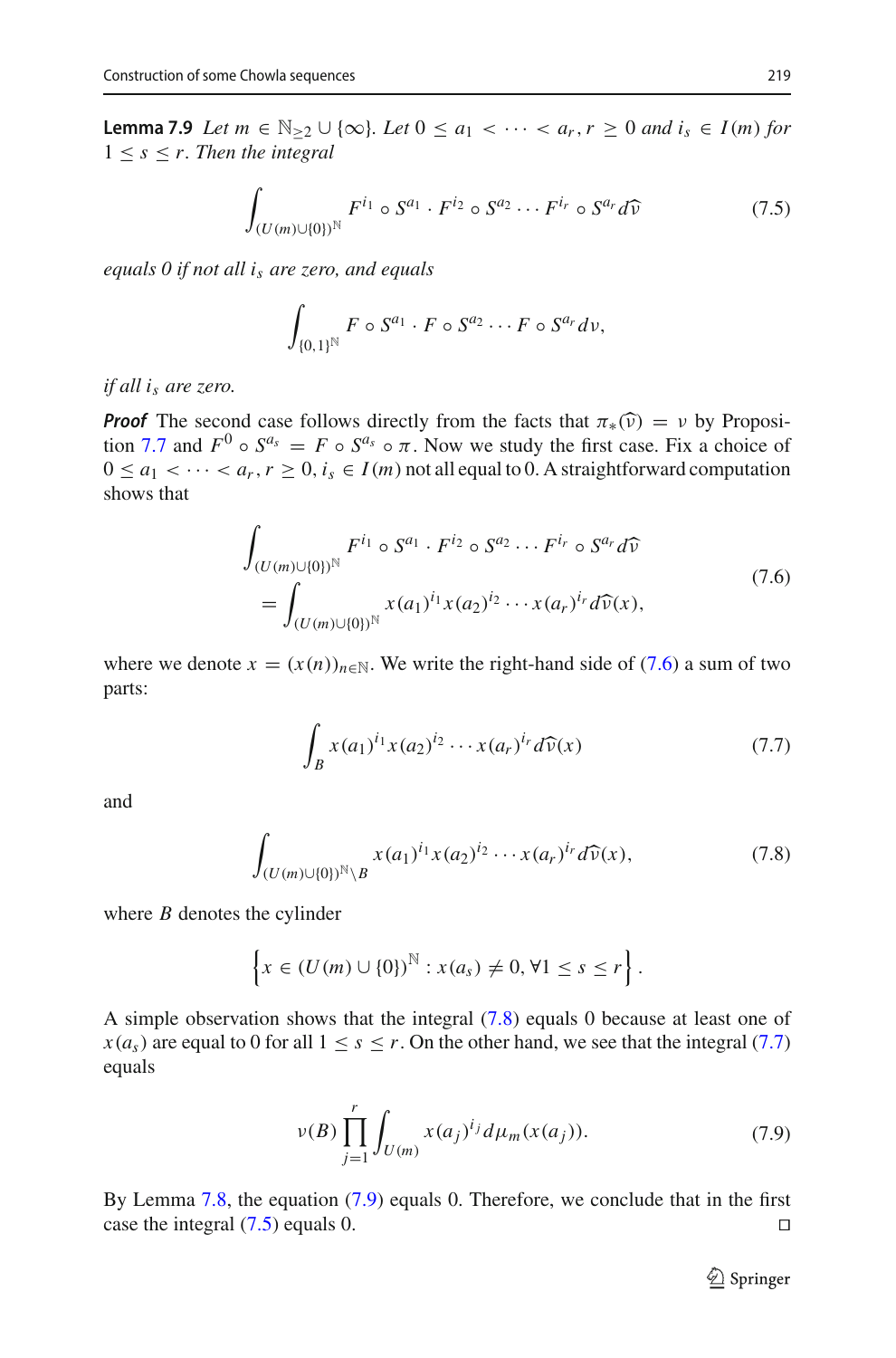**Lemma 7.9** *Let $m \in \mathbb{N}_{\geq 2} \cup \{\infty\}$. Let $0 \leq a_1 < \cdots < a_r, r \geq 0$ and $i_s \in I(m)$ for $1 \leq s \leq r$. Then the integral*

$$\int_{(U(m)\cup\{0\})^{\mathbb{N}}} F^{i_1} \circ S^{a_1} \cdot F^{i_2} \circ S^{a_2} \cdots F^{i_r} \circ S^{a_r} d\widehat{\nu} \tag{7.5}$$

*equals 0 if not all $i_s$ are zero, and equals*

$$\int_{\{0,1\}^{\mathbb{N}}} F \circ S^{a_1} \cdot F \circ S^{a_2} \cdots F \circ S^{a_r} d\nu,$$

*if all $i_s$ are zero.*

***Proof*** The second case follows directly from the facts that $\pi_*(\widehat{\nu}) = \nu$ by Proposition 7.7 and $F^0 \circ S^{a_s} = F \circ S^{a_s} \circ \pi$. Now we study the first case. Fix a choice of $0 \leq a_1 < \cdots < a_r, r \geq 0, i_s \in I(m)$ not all equal to 0. A straightforward computation shows that

$$\begin{aligned} &\int_{(U(m)\cup\{0\})^{\mathbb{N}}} F^{i_1} \circ S^{a_1} \cdot F^{i_2} \circ S^{a_2} \cdots F^{i_r} \circ S^{a_r} d\widehat{\nu} \\ &\quad = \int_{(U(m)\cup\{0\})^{\mathbb{N}}} x(a_1)^{i_1} x(a_2)^{i_2} \cdots x(a_r)^{i_r} d\widehat{\nu}(x), \end{aligned} \tag{7.6}$$

where we denote $x = (x(n))_{n\in\mathbb{N}}$. We write the right-hand side of (7.6) a sum of two parts:

$$\int_B x(a_1)^{i_1} x(a_2)^{i_2} \cdots x(a_r)^{i_r} d\widehat{\nu}(x) \tag{7.7}$$

and

$$\int_{(U(m)\cup\{0\})^{\mathbb{N}}\setminus B} x(a_1)^{i_1} x(a_2)^{i_2} \cdots x(a_r)^{i_r} d\widehat{\nu}(x), \tag{7.8}$$

where $B$ denotes the cylinder

$$\left\{ x \in (U(m) \cup \{0\})^{\mathbb{N}} : x(a_s) \neq 0, \forall 1 \leq s \leq r \right\}.$$

A simple observation shows that the integral (7.8) equals 0 because at least one of $x(a_s)$ are equal to 0 for all $1 \leq s \leq r$. On the other hand, we see that the integral (7.7) equals

$$\nu(B) \prod_{j=1}^{r} \int_{U(m)} x(a_j)^{i_j} d\mu_m(x(a_j)). \tag{7.9}$$

By Lemma 7.8, the equation (7.9) equals 0. Therefore, we conclude that in the first case the integral (7.5) equals 0. $\square$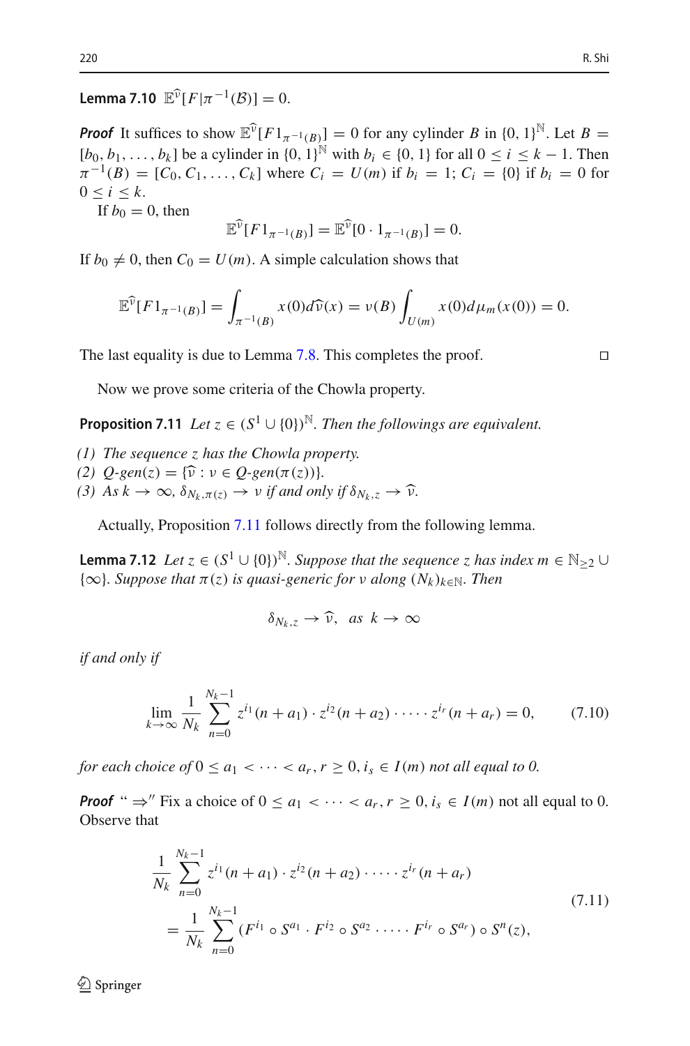**Lemma 7.10** $\mathbb{E}^{\widehat{\nu}}[F|\pi^{-1}(\mathcal{B})] = 0$.

***Proof*** It suffices to show $\mathbb{E}^{\widehat{\nu}}[F 1_{\pi^{-1}(B)}] = 0$ for any cylinder $B$ in $\{0, 1\}^{\mathbb{N}}$. Let $B = [b_0, b_1, \ldots, b_k]$ be a cylinder in $\{0, 1\}^{\mathbb{N}}$ with $b_i \in \{0, 1\}$ for all $0 \leq i \leq k - 1$. Then $\pi^{-1}(B) = [C_0, C_1, \ldots, C_k]$ where $C_i = U(m)$ if $b_i = 1$; $C_i = \{0\}$ if $b_i = 0$ for $0 \leq i \leq k$.

If $b_0 = 0$, then

$$\mathbb{E}^{\widehat{\nu}}[F 1_{\pi^{-1}(B)}] = \mathbb{E}^{\widehat{\nu}}[0 \cdot 1_{\pi^{-1}(B)}] = 0.$$

If $b_0 \neq 0$, then $C_0 = U(m)$. A simple calculation shows that

$$\mathbb{E}^{\widehat{\nu}}[F 1_{\pi^{-1}(B)}] = \int_{\pi^{-1}(B)} x(0) d\widehat{\nu}(x) = \nu(B) \int_{U(m)} x(0) d\mu_m(x(0)) = 0.$$

The last equality is due to Lemma 7.8. This completes the proof. $\square$

Now we prove some criteria of the Chowla property.

**Proposition 7.11** *Let $z \in (S^1 \cup \{0\})^{\mathbb{N}}$. Then the followings are equivalent.*

*(1) The sequence $z$ has the Chowla property.*
*(2) $Q$-gen$(z) = \{\widehat{\nu} : \nu \in Q\text{-gen}(\pi(z))\}$.*
*(3) As $k \to \infty$, $\delta_{N_k, \pi(z)} \to \nu$ if and only if $\delta_{N_k, z} \to \widehat{\nu}$.*

Actually, Proposition 7.11 follows directly from the following lemma.

**Lemma 7.12** *Let $z \in (S^1 \cup \{0\})^{\mathbb{N}}$. Suppose that the sequence $z$ has index $m \in \mathbb{N}_{\geq 2} \cup \{\infty\}$. Suppose that $\pi(z)$ is quasi-generic for $\nu$ along $(N_k)_{k \in \mathbb{N}}$. Then*

$$\delta_{N_k, z} \to \widehat{\nu}, \quad as \;\; k \to \infty$$

*if and only if*

$$\lim_{k \to \infty} \frac{1}{N_k} \sum_{n=0}^{N_k - 1} z^{i_1}(n + a_1) \cdot z^{i_2}(n + a_2) \cdot \cdots \cdot z^{i_r}(n + a_r) = 0, \tag{7.10}$$

*for each choice of $0 \leq a_1 < \cdots < a_r, r \geq 0, i_s \in I(m)$ not all equal to 0.*

***Proof*** "$\Rightarrow$" Fix a choice of $0 \leq a_1 < \cdots < a_r, r \geq 0, i_s \in I(m)$ not all equal to 0. Observe that

$$\begin{aligned}
&\frac{1}{N_k} \sum_{n=0}^{N_k - 1} z^{i_1}(n + a_1) \cdot z^{i_2}(n + a_2) \cdot \cdots \cdot z^{i_r}(n + a_r) \\
&= \frac{1}{N_k} \sum_{n=0}^{N_k - 1} (F^{i_1} \circ S^{a_1} \cdot F^{i_2} \circ S^{a_2} \cdot \cdots \cdot F^{i_r} \circ S^{a_r}) \circ S^n(z),
\end{aligned} \tag{7.11}$$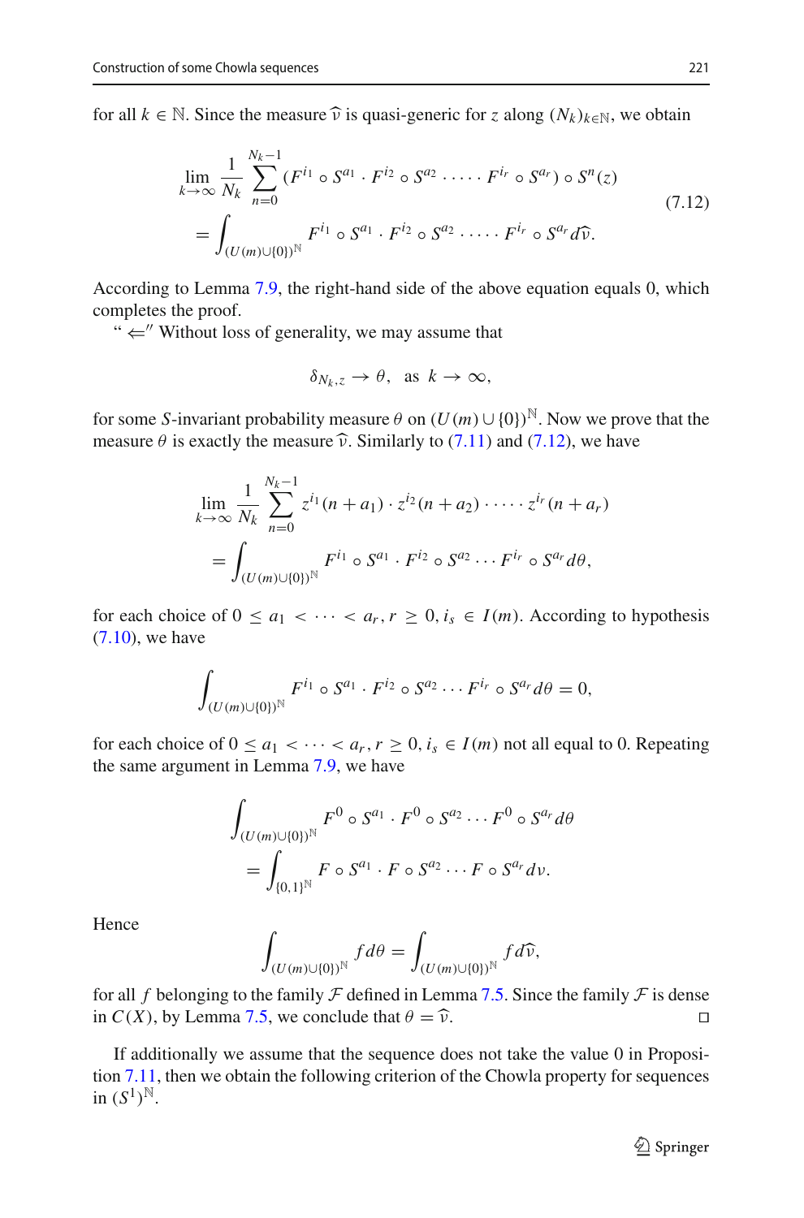for all $k \in \mathbb{N}$. Since the measure $\widehat{\nu}$ is quasi-generic for $z$ along $(N_k)_{k\in\mathbb{N}}$, we obtain

$$\begin{aligned}
&\lim_{k\to\infty} \frac{1}{N_k} \sum_{n=0}^{N_k-1} (F^{i_1} \circ S^{a_1} \cdot F^{i_2} \circ S^{a_2} \cdot \dots \cdot F^{i_r} \circ S^{a_r}) \circ S^n(z) \\
&= \int_{(U(m)\cup\{0\})^{\mathbb{N}}} F^{i_1} \circ S^{a_1} \cdot F^{i_2} \circ S^{a_2} \cdot \dots \cdot F^{i_r} \circ S^{a_r} d\widehat{\nu}.
\end{aligned} \tag{7.12}$$

According to Lemma 7.9, the right-hand side of the above equation equals 0, which completes the proof.

"$\Leftarrow$" Without loss of generality, we may assume that

$$\delta_{N_k,z} \to \theta, \quad \text{as } k \to \infty,$$

for some $S$-invariant probability measure $\theta$ on $(U(m)\cup\{0\})^{\mathbb{N}}$. Now we prove that the measure $\theta$ is exactly the measure $\widehat{\nu}$. Similarly to (7.11) and (7.12), we have

$$\begin{aligned}
&\lim_{k\to\infty} \frac{1}{N_k} \sum_{n=0}^{N_k-1} z^{i_1}(n+a_1) \cdot z^{i_2}(n+a_2) \cdot \dots \cdot z^{i_r}(n+a_r) \\
&= \int_{(U(m)\cup\{0\})^{\mathbb{N}}} F^{i_1} \circ S^{a_1} \cdot F^{i_2} \circ S^{a_2} \cdots F^{i_r} \circ S^{a_r} d\theta,
\end{aligned}$$

for each choice of $0 \le a_1 < \dots < a_r, r \ge 0, i_s \in I(m)$. According to hypothesis (7.10), we have

$$\int_{(U(m)\cup\{0\})^{\mathbb{N}}} F^{i_1} \circ S^{a_1} \cdot F^{i_2} \circ S^{a_2} \cdots F^{i_r} \circ S^{a_r} d\theta = 0,$$

for each choice of $0 \le a_1 < \dots < a_r, r \ge 0, i_s \in I(m)$ not all equal to 0. Repeating the same argument in Lemma 7.9, we have

$$\begin{aligned}
&\int_{(U(m)\cup\{0\})^{\mathbb{N}}} F^0 \circ S^{a_1} \cdot F^0 \circ S^{a_2} \cdots F^0 \circ S^{a_r} d\theta \\
&= \int_{\{0,1\}^{\mathbb{N}}} F \circ S^{a_1} \cdot F \circ S^{a_2} \cdots F \circ S^{a_r} d\nu.
\end{aligned}$$

Hence

$$\int_{(U(m)\cup\{0\})^{\mathbb{N}}} f d\theta = \int_{(U(m)\cup\{0\})^{\mathbb{N}}} f d\widehat{\nu},$$

for all $f$ belonging to the family $\mathcal{F}$ defined in Lemma 7.5. Since the family $\mathcal{F}$ is dense in $C(X)$, by Lemma 7.5, we conclude that $\theta = \widehat{\nu}$. $\square$

If additionally we assume that the sequence does not take the value 0 in Proposition 7.11, then we obtain the following criterion of the Chowla property for sequences in $(S^1)^{\mathbb{N}}$.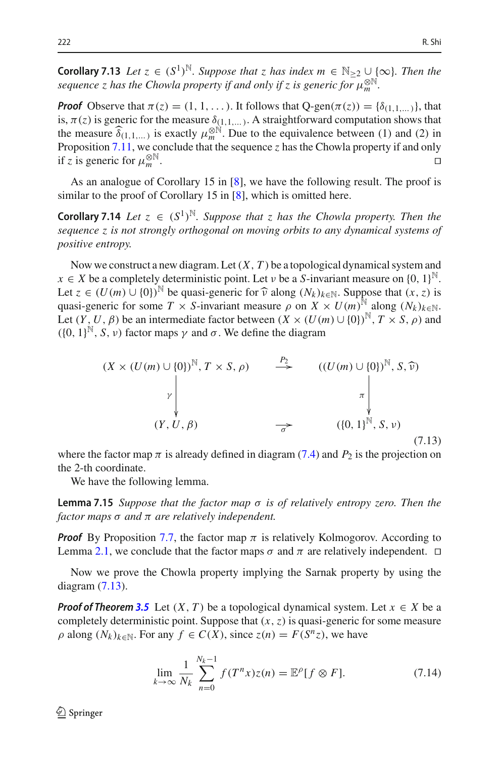**Corollary 7.13** *Let $z \in (S^1)^{\mathbb{N}}$. Suppose that $z$ has index $m \in \mathbb{N}_{\geq 2} \cup \{\infty\}$. Then the sequence $z$ has the Chowla property if and only if $z$ is generic for $\mu_m^{\otimes \mathbb{N}}$.*

***Proof*** Observe that $\pi(z) = (1, 1, \dots)$. It follows that Q-gen$(\pi(z)) = \{\delta_{(1,1,\dots)}\}$, that is, $\pi(z)$ is generic for the measure $\delta_{(1,1,\dots)}$. A straightforward computation shows that the measure $\widehat{\delta}_{(1,1,\dots)}$ is exactly $\mu_m^{\otimes \mathbb{N}}$. Due to the equivalence between (1) and (2) in Proposition 7.11, we conclude that the sequence $z$ has the Chowla property if and only if $z$ is generic for $\mu_m^{\otimes \mathbb{N}}$. □

As an analogue of Corollary 15 in [8], we have the following result. The proof is similar to the proof of Corollary 15 in [8], which is omitted here.

**Corollary 7.14** *Let $z \in (S^1)^{\mathbb{N}}$. Suppose that $z$ has the Chowla property. Then the sequence $z$ is not strongly orthogonal on moving orbits to any dynamical systems of positive entropy.*

Now we construct a new diagram. Let $(X, T)$ be a topological dynamical system and $x \in X$ be a completely deterministic point. Let $\nu$ be a $S$-invariant measure on $\{0, 1\}^{\mathbb{N}}$. Let $z \in (U(m) \cup \{0\})^{\mathbb{N}}$ be quasi-generic for $\widehat{\nu}$ along $(N_k)_{k\in\mathbb{N}}$. Suppose that $(x, z)$ is quasi-generic for some $T \times S$-invariant measure $\rho$ on $X \times U(m)^{\mathbb{N}}$ along $(N_k)_{k\in\mathbb{N}}$. Let $(Y, U, \beta)$ be an intermediate factor between $(X \times (U(m) \cup \{0\})^{\mathbb{N}}, T \times S, \rho)$ and $(\{0, 1\}^{\mathbb{N}}, S, \nu)$ factor maps $\gamma$ and $\sigma$. We define the diagram

$$
\begin{array}{ccc}
(X \times (U(m) \cup \{0\})^{\mathbb{N}}, T \times S, \rho) & \xrightarrow{P_2} & ((U(m) \cup \{0\})^{\mathbb{N}}, S, \widehat{\nu}) \\
\Big\downarrow{\scriptstyle \gamma} & & \Big\downarrow{\scriptstyle \pi} \\
(Y, U, \beta) & \xrightarrow[\sigma]{} & (\{0, 1\}^{\mathbb{N}}, S, \nu)
\end{array}
\tag{7.13}
$$

where the factor map $\pi$ is already defined in diagram (7.4) and $P_2$ is the projection on the 2-th coordinate.

We have the following lemma.

**Lemma 7.15** *Suppose that the factor map $\sigma$ is of relatively entropy zero. Then the factor maps $\sigma$ and $\pi$ are relatively independent.*

***Proof*** By Proposition 7.7, the factor map $\pi$ is relatively Kolmogorov. According to Lemma 2.1, we conclude that the factor maps $\sigma$ and $\pi$ are relatively independent. □

Now we prove the Chowla property implying the Sarnak property by using the diagram (7.13).

***Proof of Theorem 3.5*** Let $(X, T)$ be a topological dynamical system. Let $x \in X$ be a completely deterministic point. Suppose that $(x, z)$ is quasi-generic for some measure $\rho$ along $(N_k)_{k\in\mathbb{N}}$. For any $f \in C(X)$, since $z(n) = F(S^n z)$, we have

$$
\lim_{k\to\infty} \frac{1}{N_k} \sum_{n=0}^{N_k-1} f(T^n x) z(n) = \mathbb{E}^{\rho}[f \otimes F]. \tag{7.14}
$$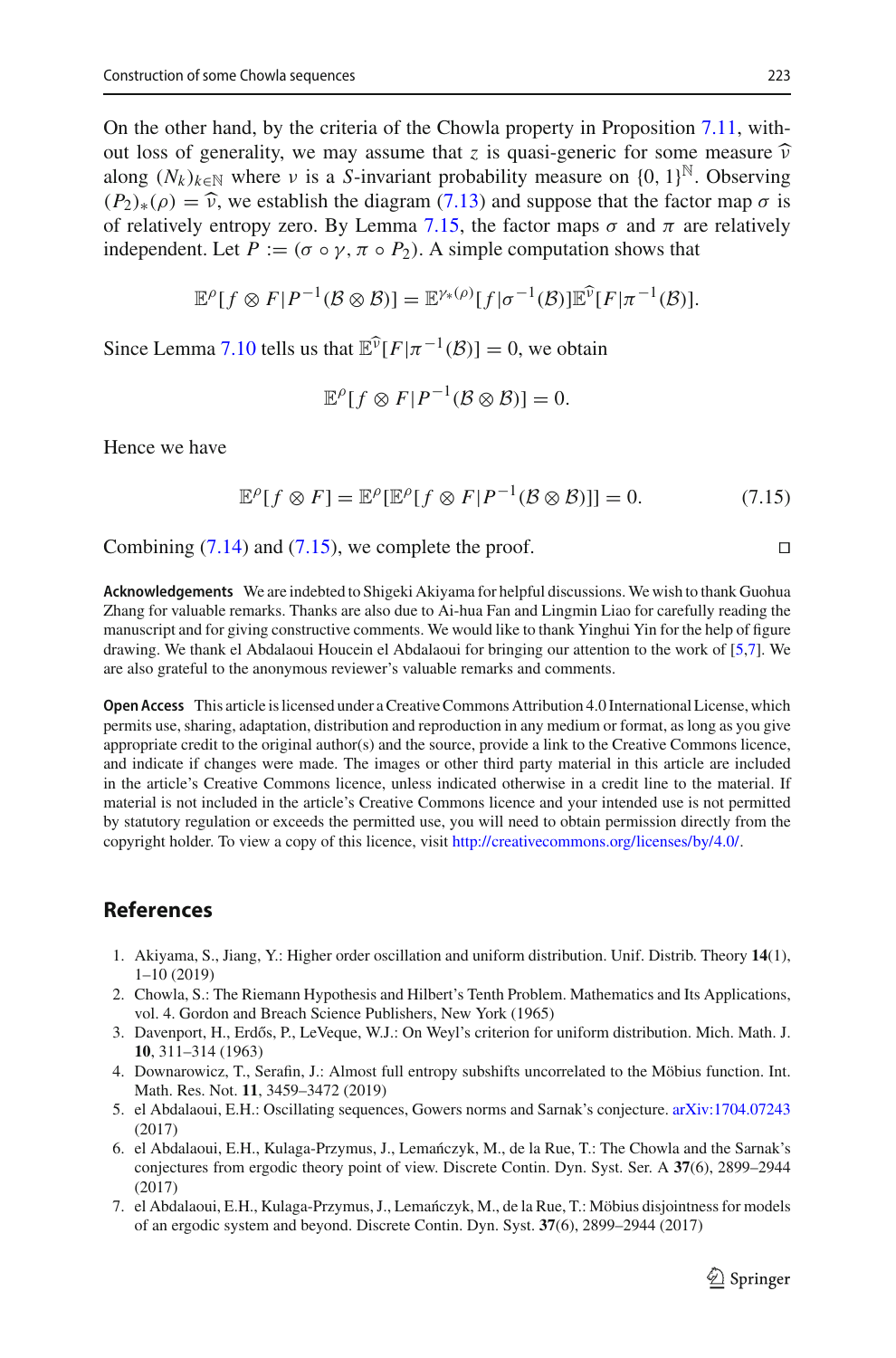On the other hand, by the criteria of the Chowla property in Proposition 7.11, without loss of generality, we may assume that $z$ is quasi-generic for some measure $\widehat{\nu}$ along $(N_k)_{k\in\mathbb{N}}$ where $\nu$ is a $S$-invariant probability measure on $\{0,1\}^{\mathbb{N}}$. Observing $(P_2)_*(\rho) = \widehat{\nu}$, we establish the diagram (7.13) and suppose that the factor map $\sigma$ is of relatively entropy zero. By Lemma 7.15, the factor maps $\sigma$ and $\pi$ are relatively independent. Let $P := (\sigma \circ \gamma, \pi \circ P_2)$. A simple computation shows that

$$\mathbb{E}^{\rho}[f \otimes F | P^{-1}(\mathcal{B} \otimes \mathcal{B})] = \mathbb{E}^{\gamma_*(\rho)}[f|\sigma^{-1}(\mathcal{B})]\mathbb{E}^{\widehat{\nu}}[F|\pi^{-1}(\mathcal{B})].$$

Since Lemma 7.10 tells us that $\mathbb{E}^{\widehat{\nu}}[F|\pi^{-1}(\mathcal{B})] = 0$, we obtain

$$\mathbb{E}^{\rho}[f \otimes F | P^{-1}(\mathcal{B} \otimes \mathcal{B})] = 0.$$

Hence we have

$$\mathbb{E}^{\rho}[f \otimes F] = \mathbb{E}^{\rho}[\mathbb{E}^{\rho}[f \otimes F | P^{-1}(\mathcal{B} \otimes \mathcal{B})]] = 0. \tag{7.15}$$

Combining (7.14) and (7.15), we complete the proof. □

**Acknowledgements** We are indebted to Shigeki Akiyama for helpful discussions. We wish to thank Guohua Zhang for valuable remarks. Thanks are also due to Ai-hua Fan and Lingmin Liao for carefully reading the manuscript and for giving constructive comments. We would like to thank Yinghui Yin for the help of figure drawing. We thank el Abdalaoui Houcein el Abdalaoui for bringing our attention to the work of [5,7]. We are also grateful to the anonymous reviewer's valuable remarks and comments.

**Open Access** This article is licensed under a Creative Commons Attribution 4.0 International License, which permits use, sharing, adaptation, distribution and reproduction in any medium or format, as long as you give appropriate credit to the original author(s) and the source, provide a link to the Creative Commons licence, and indicate if changes were made. The images or other third party material in this article are included in the article's Creative Commons licence, unless indicated otherwise in a credit line to the material. If material is not included in the article's Creative Commons licence and your intended use is not permitted by statutory regulation or exceeds the permitted use, you will need to obtain permission directly from the copyright holder. To view a copy of this licence, visit http://creativecommons.org/licenses/by/4.0/.

## References

1. Akiyama, S., Jiang, Y.: Higher order oscillation and uniform distribution. Unif. Distrib. Theory **14**(1), 1–10 (2019)
2. Chowla, S.: The Riemann Hypothesis and Hilbert's Tenth Problem. Mathematics and Its Applications, vol. 4. Gordon and Breach Science Publishers, New York (1965)
3. Davenport, H., Erdős, P., LeVeque, W.J.: On Weyl's criterion for uniform distribution. Mich. Math. J. **10**, 311–314 (1963)
4. Downarowicz, T., Serafin, J.: Almost full entropy subshifts uncorrelated to the Möbius function. Int. Math. Res. Not. **11**, 3459–3472 (2019)
5. el Abdalaoui, E.H.: Oscillating sequences, Gowers norms and Sarnak's conjecture. arXiv:1704.07243 (2017)
6. el Abdalaoui, E.H., Kulaga-Przymus, J., Lemańczyk, M., de la Rue, T.: The Chowla and the Sarnak's conjectures from ergodic theory point of view. Discrete Contin. Dyn. Syst. Ser. A **37**(6), 2899–2944 (2017)
7. el Abdalaoui, E.H., Kulaga-Przymus, J., Lemańczyk, M., de la Rue, T.: Möbius disjointness for models of an ergodic system and beyond. Discrete Contin. Dyn. Syst. **37**(6), 2899–2944 (2017)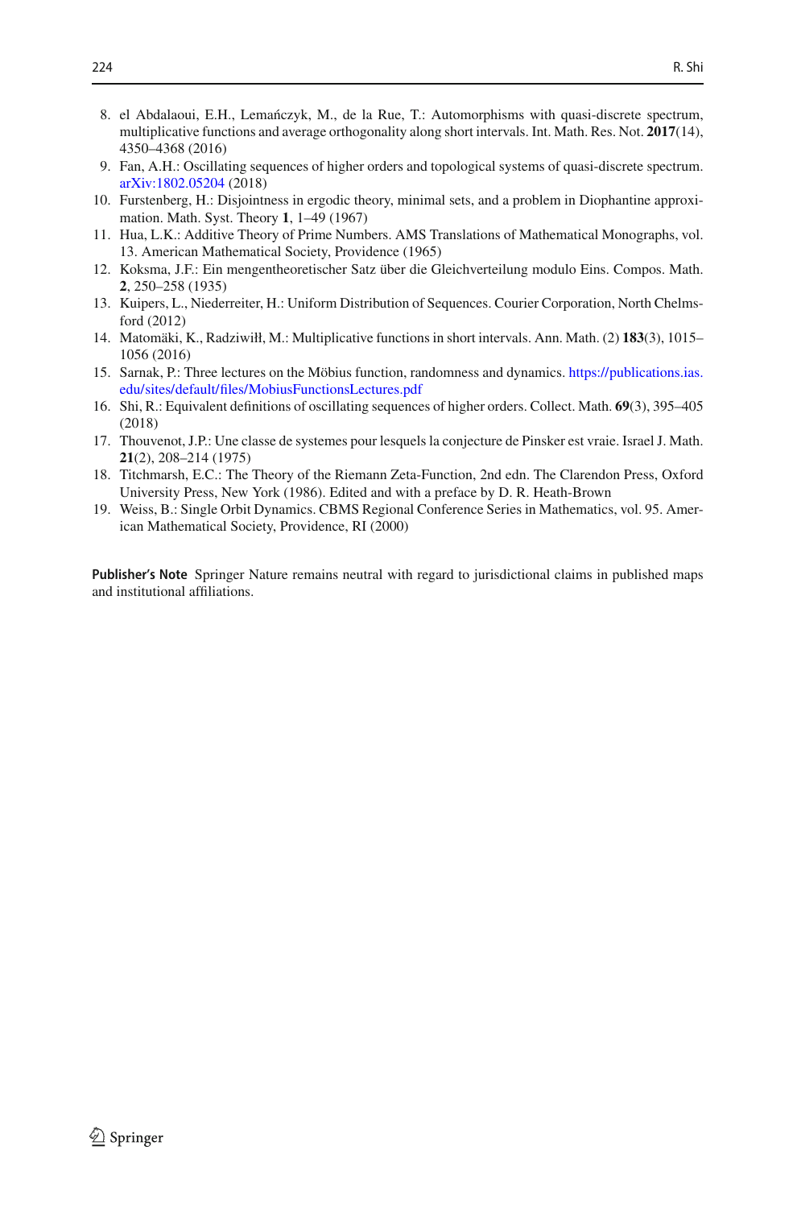8. el Abdalaoui, E.H., Lemańczyk, M., de la Rue, T.: Automorphisms with quasi-discrete spectrum, multiplicative functions and average orthogonality along short intervals. Int. Math. Res. Not. **2017**(14), 4350–4368 (2016)
9. Fan, A.H.: Oscillating sequences of higher orders and topological systems of quasi-discrete spectrum. arXiv:1802.05204 (2018)
10. Furstenberg, H.: Disjointness in ergodic theory, minimal sets, and a problem in Diophantine approximation. Math. Syst. Theory **1**, 1–49 (1967)
11. Hua, L.K.: Additive Theory of Prime Numbers. AMS Translations of Mathematical Monographs, vol. 13. American Mathematical Society, Providence (1965)
12. Koksma, J.F.: Ein mengentheoretischer Satz über die Gleichverteilung modulo Eins. Compos. Math. **2**, 250–258 (1935)
13. Kuipers, L., Niederreiter, H.: Uniform Distribution of Sequences. Courier Corporation, North Chelmsford (2012)
14. Matomäki, K., Radziwiłł, M.: Multiplicative functions in short intervals. Ann. Math. (2) **183**(3), 1015–1056 (2016)
15. Sarnak, P.: Three lectures on the Möbius function, randomness and dynamics. https://publications.ias.edu/sites/default/files/MobiusFunctionsLectures.pdf
16. Shi, R.: Equivalent definitions of oscillating sequences of higher orders. Collect. Math. **69**(3), 395–405 (2018)
17. Thouvenot, J.P.: Une classe de systemes pour lesquels la conjecture de Pinsker est vraie. Israel J. Math. **21**(2), 208–214 (1975)
18. Titchmarsh, E.C.: The Theory of the Riemann Zeta-Function, 2nd edn. The Clarendon Press, Oxford University Press, New York (1986). Edited and with a preface by D. R. Heath-Brown
19. Weiss, B.: Single Orbit Dynamics. CBMS Regional Conference Series in Mathematics, vol. 95. American Mathematical Society, Providence, RI (2000)

**Publisher's Note** Springer Nature remains neutral with regard to jurisdictional claims in published maps and institutional affiliations.